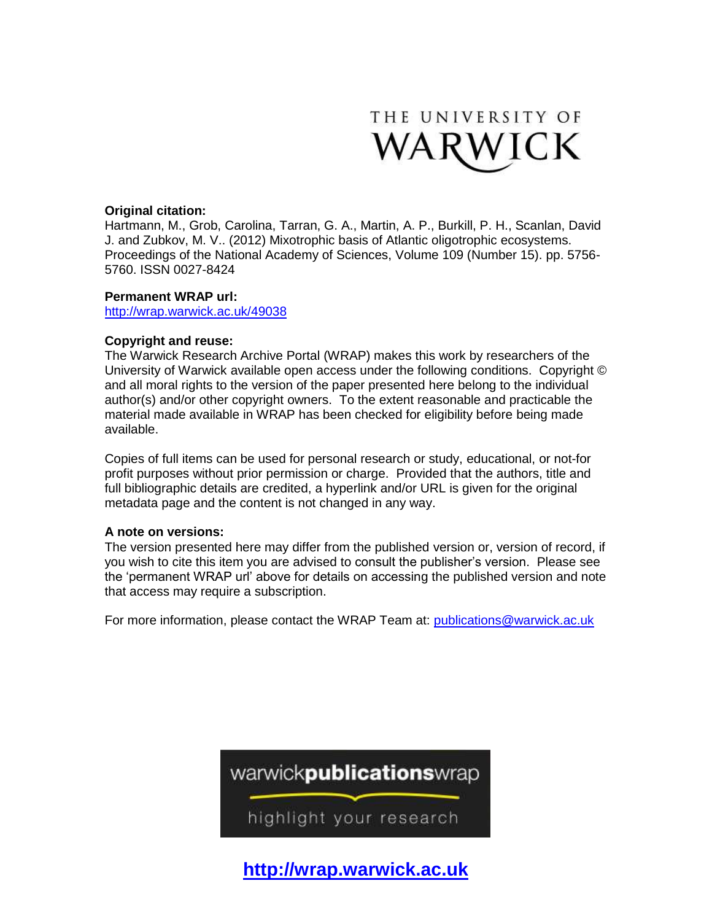THE UNIVERSITY OF WARWICK

**Original citation:**
Hartmann, M., Grob, Carolina, Tarran, G. A., Martin, A. P., Burkill, P. H., Scanlan, David J. and Zubkov, M. V.. (2012) Mixotrophic basis of Atlantic oligotrophic ecosystems. Proceedings of the National Academy of Sciences, Volume 109 (Number 15). pp. 5756-5760. ISSN 0027-8424

**Permanent WRAP url:**
http://wrap.warwick.ac.uk/49038

**Copyright and reuse:**
The Warwick Research Archive Portal (WRAP) makes this work by researchers of the University of Warwick available open access under the following conditions. Copyright © and all moral rights to the version of the paper presented here belong to the individual author(s) and/or other copyright owners. To the extent reasonable and practicable the material made available in WRAP has been checked for eligibility before being made available.

Copies of full items can be used for personal research or study, educational, or not-for profit purposes without prior permission or charge. Provided that the authors, title and full bibliographic details are credited, a hyperlink and/or URL is given for the original metadata page and the content is not changed in any way.

**A note on versions:**
The version presented here may differ from the published version or, version of record, if you wish to cite this item you are advised to consult the publisher's version. Please see the 'permanent WRAP url' above for details on accessing the published version and note that access may require a subscription.

For more information, please contact the WRAP Team at: publications@warwick.ac.uk

warwick**publications**wrap

highlight your research

**http://wrap.warwick.ac.uk**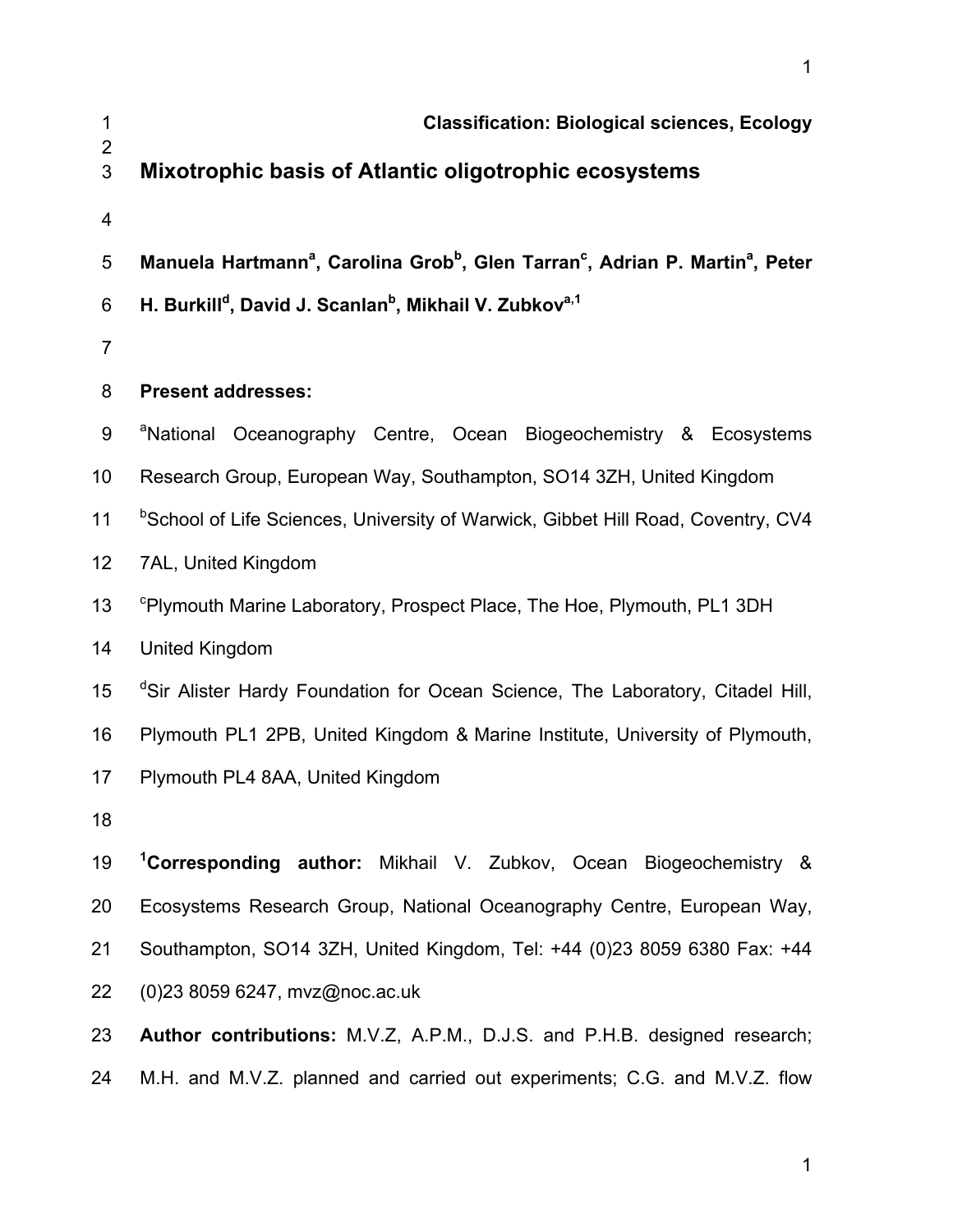**Classification: Biological sciences, Ecology**

# Mixotrophic basis of Atlantic oligotrophic ecosystems

**Manuela Hartmann[a], Carolina Grob[b], Glen Tarran[c], Adrian P. Martin[a], Peter H. Burkill[d], David J. Scanlan[b], Mikhail V. Zubkov[a,1]**

**Present addresses:**

[a]National Oceanography Centre, Ocean Biogeochemistry & Ecosystems Research Group, European Way, Southampton, SO14 3ZH, United Kingdom

[b]School of Life Sciences, University of Warwick, Gibbet Hill Road, Coventry, CV4 7AL, United Kingdom

[c]Plymouth Marine Laboratory, Prospect Place, The Hoe, Plymouth, PL1 3DH United Kingdom

[d]Sir Alister Hardy Foundation for Ocean Science, The Laboratory, Citadel Hill, Plymouth PL1 2PB, United Kingdom & Marine Institute, University of Plymouth, Plymouth PL4 8AA, United Kingdom

**[1]Corresponding author:** Mikhail V. Zubkov, Ocean Biogeochemistry & Ecosystems Research Group, National Oceanography Centre, European Way, Southampton, SO14 3ZH, United Kingdom, Tel: +44 (0)23 8059 6380 Fax: +44 (0)23 8059 6247, mvz@noc.ac.uk

**Author contributions:** M.V.Z, A.P.M., D.J.S. and P.H.B. designed research; M.H. and M.V.Z. planned and carried out experiments; C.G. and M.V.Z. flow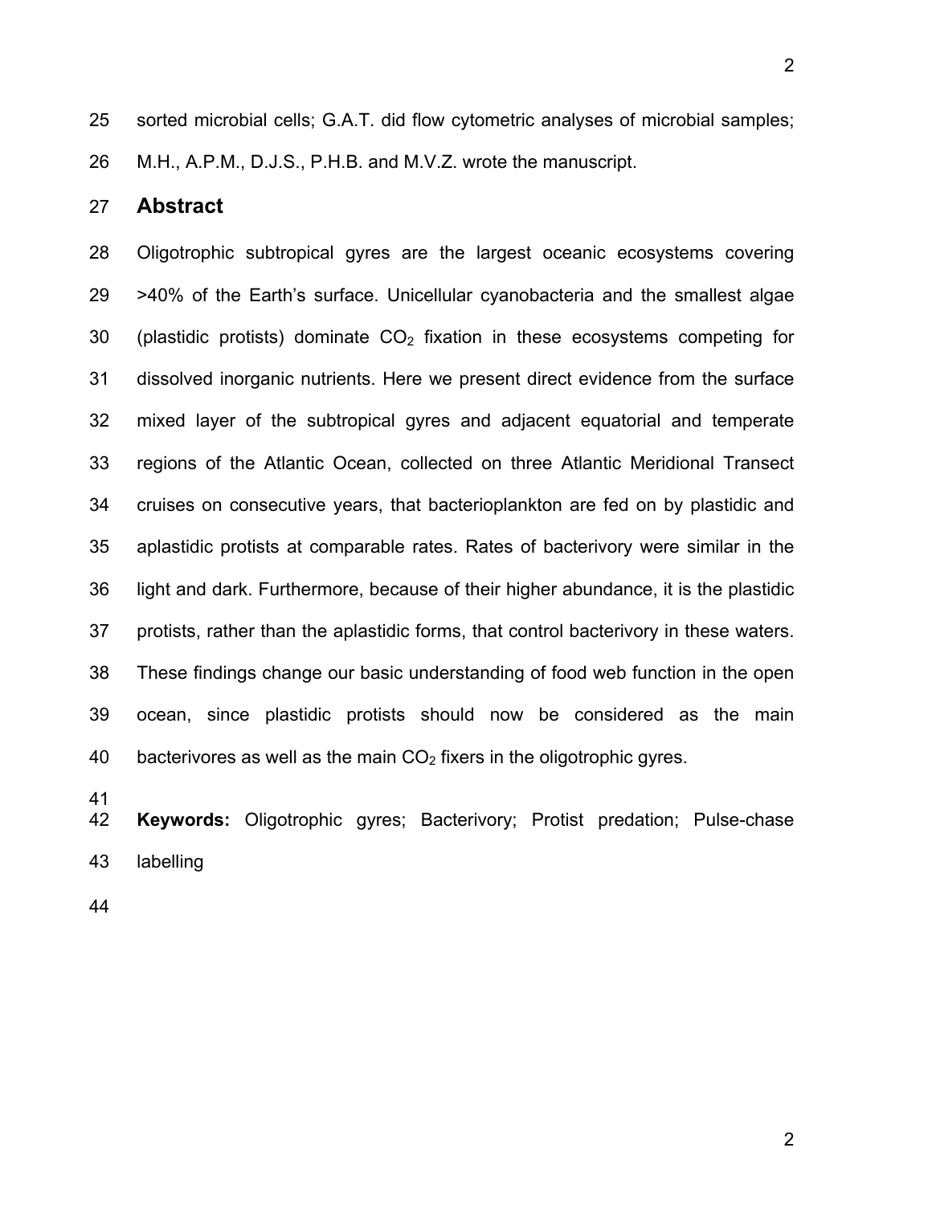sorted microbial cells; G.A.T. did flow cytometric analyses of microbial samples; M.H., A.P.M., D.J.S., P.H.B. and M.V.Z. wrote the manuscript.

## Abstract

Oligotrophic subtropical gyres are the largest oceanic ecosystems covering >40% of the Earth's surface. Unicellular cyanobacteria and the smallest algae (plastidic protists) dominate $CO_2$ fixation in these ecosystems competing for dissolved inorganic nutrients. Here we present direct evidence from the surface mixed layer of the subtropical gyres and adjacent equatorial and temperate regions of the Atlantic Ocean, collected on three Atlantic Meridional Transect cruises on consecutive years, that bacterioplankton are fed on by plastidic and aplastidic protists at comparable rates. Rates of bacterivory were similar in the light and dark. Furthermore, because of their higher abundance, it is the plastidic protists, rather than the aplastidic forms, that control bacterivory in these waters. These findings change our basic understanding of food web function in the open ocean, since plastidic protists should now be considered as the main bacterivores as well as the main $CO_2$ fixers in the oligotrophic gyres.

**Keywords:** Oligotrophic gyres; Bacterivory; Protist predation; Pulse-chase labelling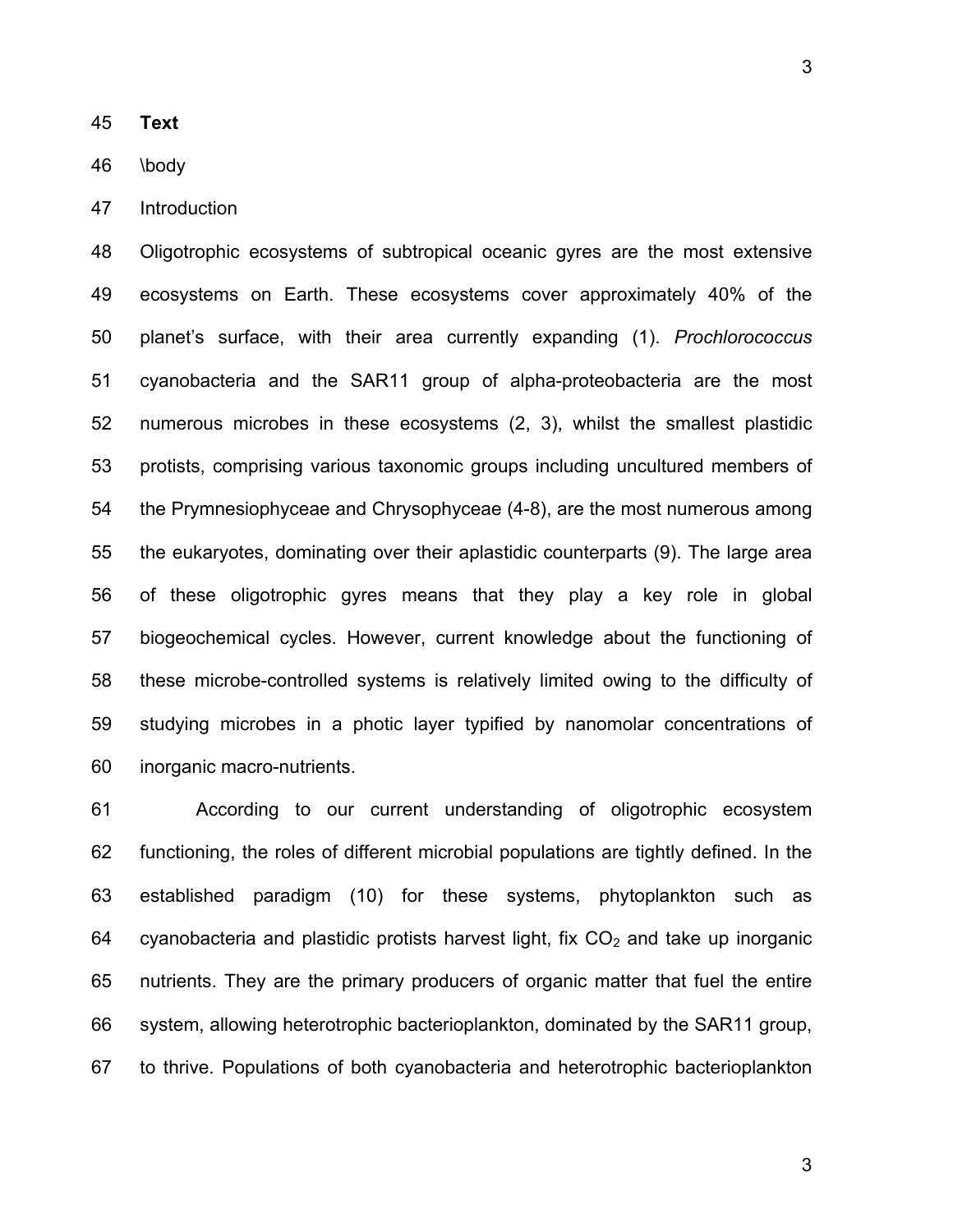**Text**

\body

Introduction

Oligotrophic ecosystems of subtropical oceanic gyres are the most extensive ecosystems on Earth. These ecosystems cover approximately 40% of the planet's surface, with their area currently expanding (1). *Prochlorococcus* cyanobacteria and the SAR11 group of alpha-proteobacteria are the most numerous microbes in these ecosystems (2, 3), whilst the smallest plastidic protists, comprising various taxonomic groups including uncultured members of the Prymnesiophyceae and Chrysophyceae (4-8), are the most numerous among the eukaryotes, dominating over their aplastidic counterparts (9). The large area of these oligotrophic gyres means that they play a key role in global biogeochemical cycles. However, current knowledge about the functioning of these microbe-controlled systems is relatively limited owing to the difficulty of studying microbes in a photic layer typified by nanomolar concentrations of inorganic macro-nutrients.

According to our current understanding of oligotrophic ecosystem functioning, the roles of different microbial populations are tightly defined. In the established paradigm (10) for these systems, phytoplankton such as cyanobacteria and plastidic protists harvest light, fix $CO_2$ and take up inorganic nutrients. They are the primary producers of organic matter that fuel the entire system, allowing heterotrophic bacterioplankton, dominated by the SAR11 group, to thrive. Populations of both cyanobacteria and heterotrophic bacterioplankton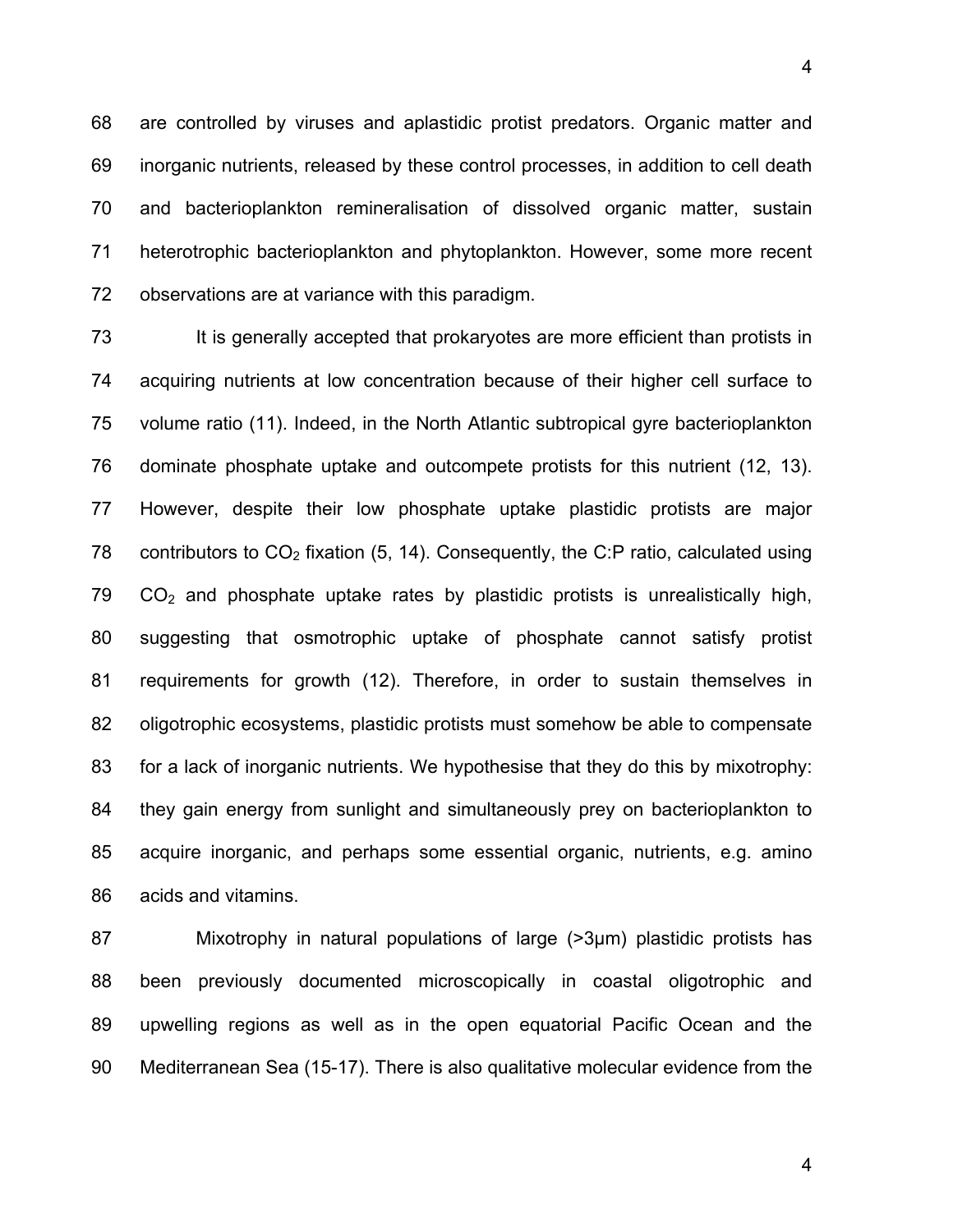are controlled by viruses and aplastidic protist predators. Organic matter and inorganic nutrients, released by these control processes, in addition to cell death and bacterioplankton remineralisation of dissolved organic matter, sustain heterotrophic bacterioplankton and phytoplankton. However, some more recent observations are at variance with this paradigm.

It is generally accepted that prokaryotes are more efficient than protists in acquiring nutrients at low concentration because of their higher cell surface to volume ratio (11). Indeed, in the North Atlantic subtropical gyre bacterioplankton dominate phosphate uptake and outcompete protists for this nutrient (12, 13). However, despite their low phosphate uptake plastidic protists are major contributors to $CO_2$ fixation (5, 14). Consequently, the C:P ratio, calculated using $CO_2$ and phosphate uptake rates by plastidic protists is unrealistically high, suggesting that osmotrophic uptake of phosphate cannot satisfy protist requirements for growth (12). Therefore, in order to sustain themselves in oligotrophic ecosystems, plastidic protists must somehow be able to compensate for a lack of inorganic nutrients. We hypothesise that they do this by mixotrophy: they gain energy from sunlight and simultaneously prey on bacterioplankton to acquire inorganic, and perhaps some essential organic, nutrients, e.g. amino acids and vitamins.

Mixotrophy in natural populations of large (>3μm) plastidic protists has been previously documented microscopically in coastal oligotrophic and upwelling regions as well as in the open equatorial Pacific Ocean and the Mediterranean Sea (15-17). There is also qualitative molecular evidence from the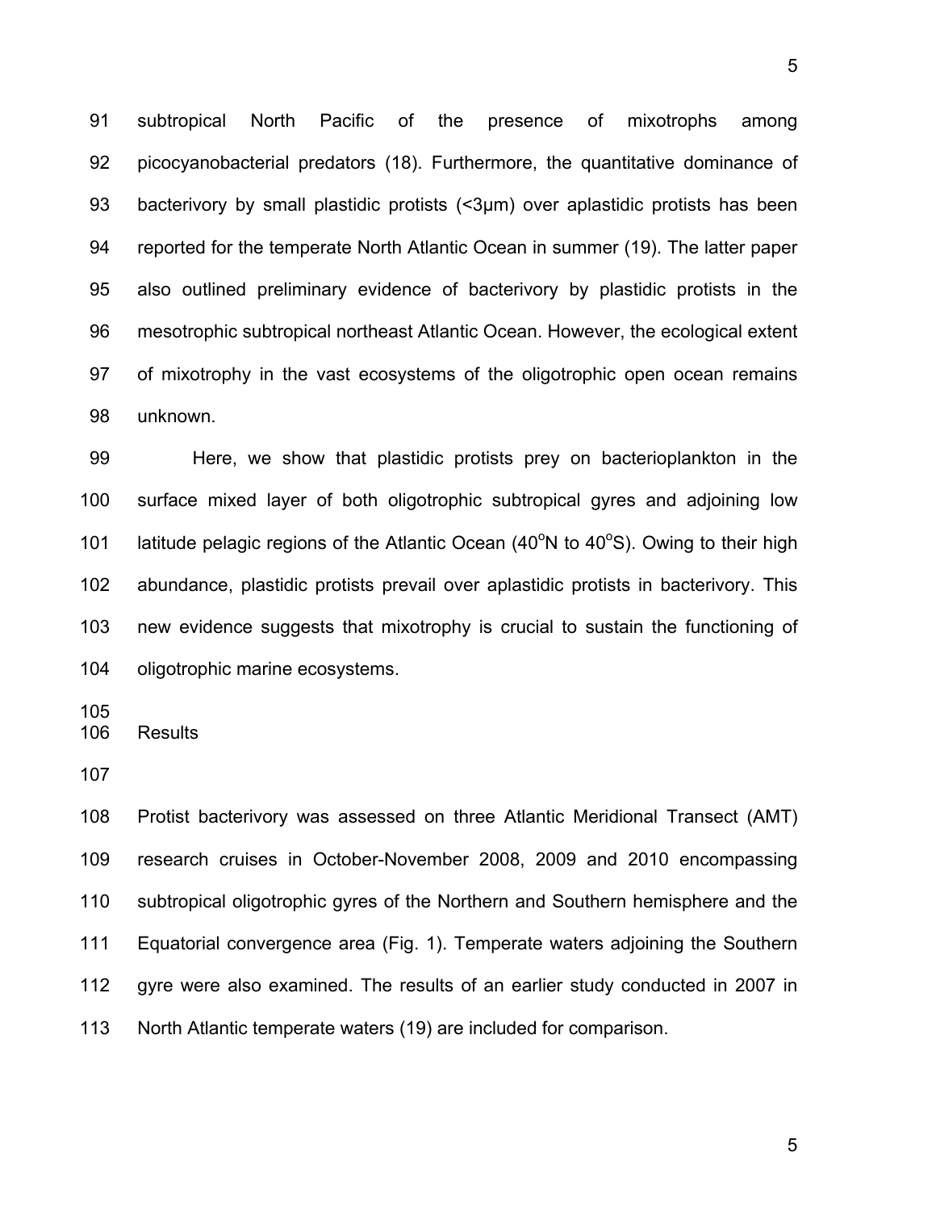subtropical North Pacific of the presence of mixotrophs among picocyanobacterial predators (18). Furthermore, the quantitative dominance of bacterivory by small plastidic protists (<3µm) over aplastidic protists has been reported for the temperate North Atlantic Ocean in summer (19). The latter paper also outlined preliminary evidence of bacterivory by plastidic protists in the mesotrophic subtropical northeast Atlantic Ocean. However, the ecological extent of mixotrophy in the vast ecosystems of the oligotrophic open ocean remains unknown.

Here, we show that plastidic protists prey on bacterioplankton in the surface mixed layer of both oligotrophic subtropical gyres and adjoining low latitude pelagic regions of the Atlantic Ocean (40°N to 40°S). Owing to their high abundance, plastidic protists prevail over aplastidic protists in bacterivory. This new evidence suggests that mixotrophy is crucial to sustain the functioning of oligotrophic marine ecosystems.

## Results

Protist bacterivory was assessed on three Atlantic Meridional Transect (AMT) research cruises in October-November 2008, 2009 and 2010 encompassing subtropical oligotrophic gyres of the Northern and Southern hemisphere and the Equatorial convergence area (Fig. 1). Temperate waters adjoining the Southern gyre were also examined. The results of an earlier study conducted in 2007 in North Atlantic temperate waters (19) are included for comparison.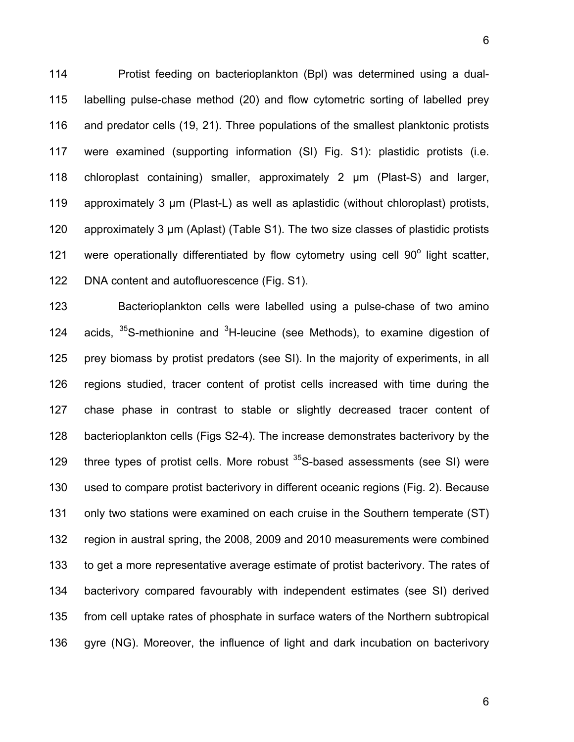Protist feeding on bacterioplankton (Bpl) was determined using a dual-labelling pulse-chase method (20) and flow cytometric sorting of labelled prey and predator cells (19, 21). Three populations of the smallest planktonic protists were examined (supporting information (SI) Fig. S1): plastidic protists (i.e. chloroplast containing) smaller, approximately 2 µm (Plast-S) and larger, approximately 3 µm (Plast-L) as well as aplastidic (without chloroplast) protists, approximately 3 µm (Aplast) (Table S1). The two size classes of plastidic protists were operationally differentiated by flow cytometry using cell $90^{o}$ light scatter, DNA content and autofluorescence (Fig. S1).

Bacterioplankton cells were labelled using a pulse-chase of two amino acids, $^{35}$S-methionine and $^{3}$H-leucine (see Methods), to examine digestion of prey biomass by protist predators (see SI). In the majority of experiments, in all regions studied, tracer content of protist cells increased with time during the chase phase in contrast to stable or slightly decreased tracer content of bacterioplankton cells (Figs S2-4). The increase demonstrates bacterivory by the three types of protist cells. More robust $^{35}$S-based assessments (see SI) were used to compare protist bacterivory in different oceanic regions (Fig. 2). Because only two stations were examined on each cruise in the Southern temperate (ST) region in austral spring, the 2008, 2009 and 2010 measurements were combined to get a more representative average estimate of protist bacterivory. The rates of bacterivory compared favourably with independent estimates (see SI) derived from cell uptake rates of phosphate in surface waters of the Northern subtropical gyre (NG). Moreover, the influence of light and dark incubation on bacterivory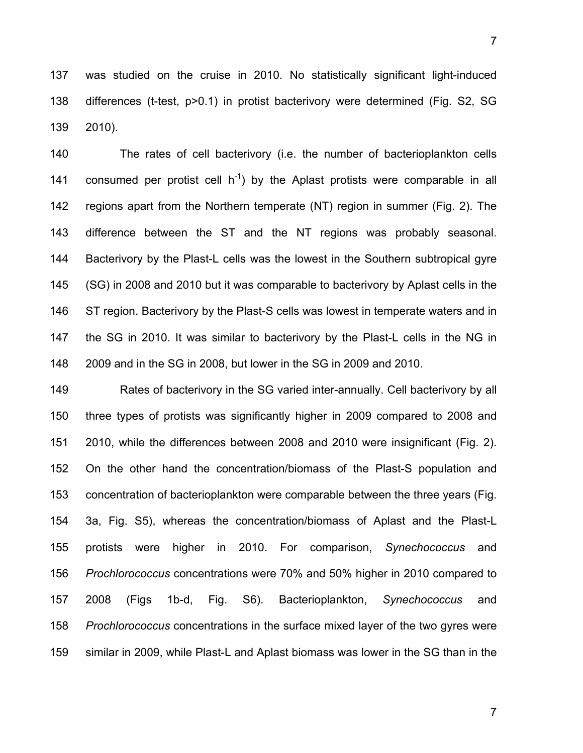was studied on the cruise in 2010. No statistically significant light-induced differences (t-test, $p>0.1$) in protist bacterivory were determined (Fig. S2, SG 2010).

The rates of cell bacterivory (i.e. the number of bacterioplankton cells consumed per protist cell $h^{-1}$) by the Aplast protists were comparable in all regions apart from the Northern temperate (NT) region in summer (Fig. 2). The difference between the ST and the NT regions was probably seasonal. Bacterivory by the Plast-L cells was the lowest in the Southern subtropical gyre (SG) in 2008 and 2010 but it was comparable to bacterivory by Aplast cells in the ST region. Bacterivory by the Plast-S cells was lowest in temperate waters and in the SG in 2010. It was similar to bacterivory by the Plast-L cells in the NG in 2009 and in the SG in 2008, but lower in the SG in 2009 and 2010.

Rates of bacterivory in the SG varied inter-annually. Cell bacterivory by all three types of protists was significantly higher in 2009 compared to 2008 and 2010, while the differences between 2008 and 2010 were insignificant (Fig. 2). On the other hand the concentration/biomass of the Plast-S population and concentration of bacterioplankton were comparable between the three years (Fig. 3a, Fig. S5), whereas the concentration/biomass of Aplast and the Plast-L protists were higher in 2010. For comparison, *Synechococcus* and *Prochlorococcus* concentrations were 70% and 50% higher in 2010 compared to 2008 (Figs 1b-d, Fig. S6). Bacterioplankton, *Synechococcus* and *Prochlorococcus* concentrations in the surface mixed layer of the two gyres were similar in 2009, while Plast-L and Aplast biomass was lower in the SG than in the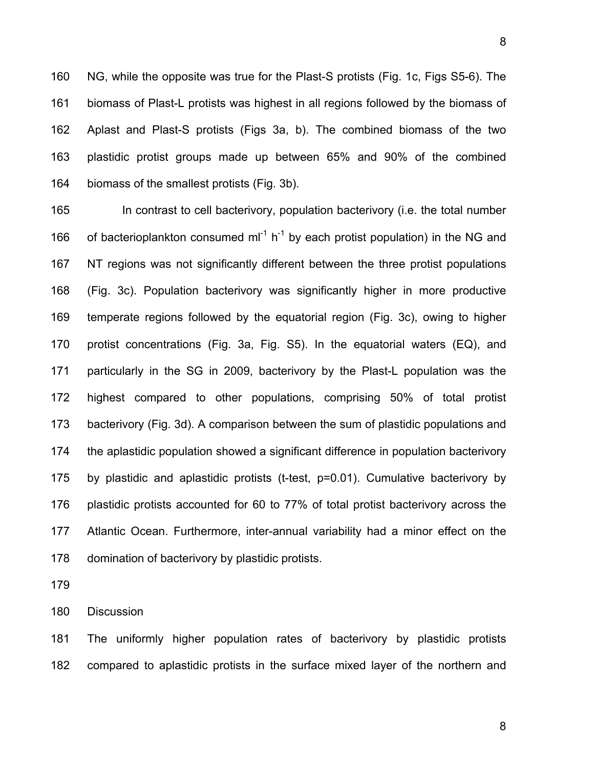NG, while the opposite was true for the Plast-S protists (Fig. 1c, Figs S5-6). The biomass of Plast-L protists was highest in all regions followed by the biomass of Aplast and Plast-S protists (Figs 3a, b). The combined biomass of the two plastidic protist groups made up between 65% and 90% of the combined biomass of the smallest protists (Fig. 3b).

In contrast to cell bacterivory, population bacterivory (i.e. the total number of bacterioplankton consumed $ml^{-1}$ $h^{-1}$ by each protist population) in the NG and NT regions was not significantly different between the three protist populations (Fig. 3c). Population bacterivory was significantly higher in more productive temperate regions followed by the equatorial region (Fig. 3c), owing to higher protist concentrations (Fig. 3a, Fig. S5). In the equatorial waters (EQ), and particularly in the SG in 2009, bacterivory by the Plast-L population was the highest compared to other populations, comprising 50% of total protist bacterivory (Fig. 3d). A comparison between the sum of plastidic populations and the aplastidic population showed a significant difference in population bacterivory by plastidic and aplastidic protists (t-test, $p=0.01$). Cumulative bacterivory by plastidic protists accounted for 60 to 77% of total protist bacterivory across the Atlantic Ocean. Furthermore, inter-annual variability had a minor effect on the domination of bacterivory by plastidic protists.

## Discussion

The uniformly higher population rates of bacterivory by plastidic protists compared to aplastidic protists in the surface mixed layer of the northern and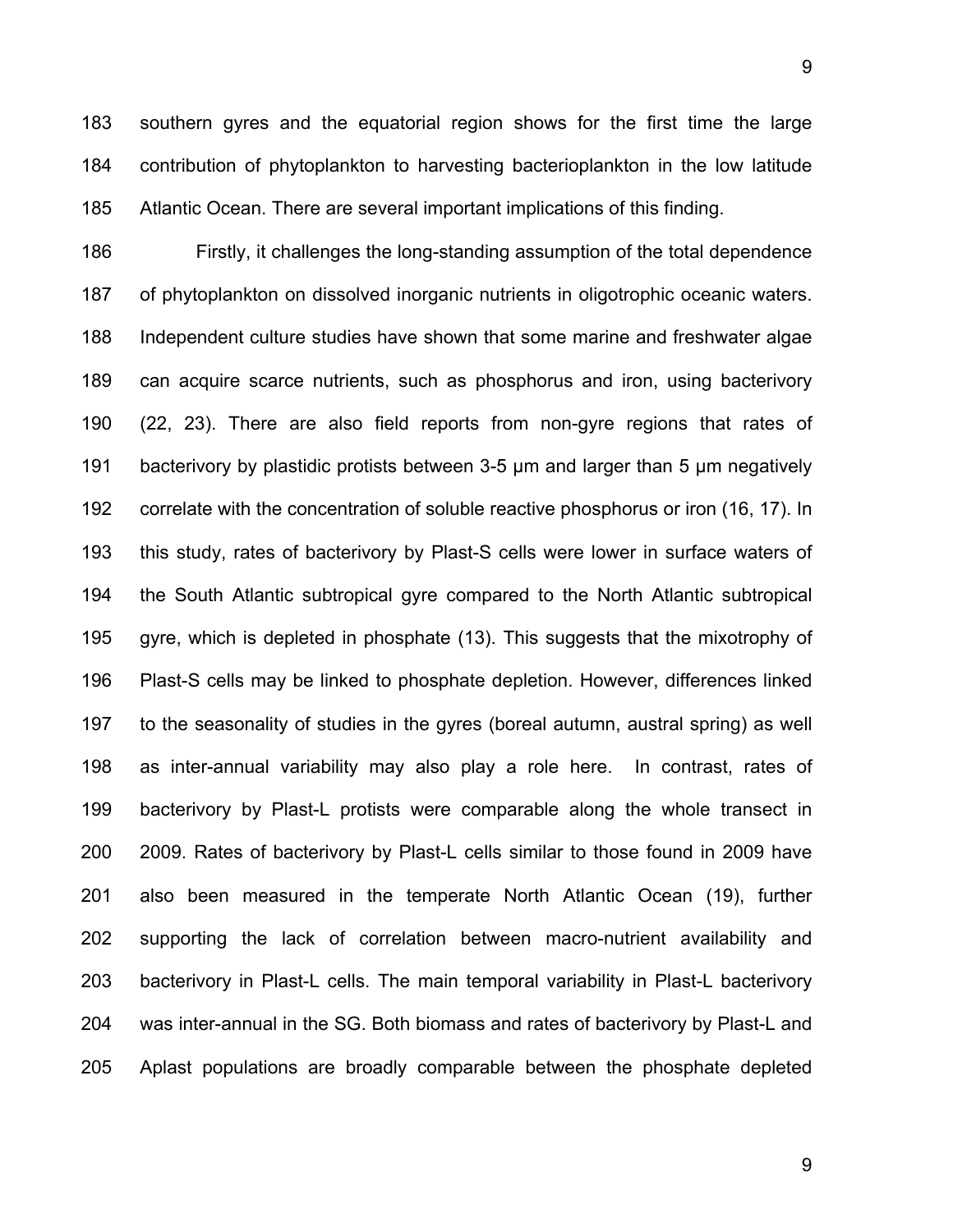southern gyres and the equatorial region shows for the first time the large contribution of phytoplankton to harvesting bacterioplankton in the low latitude Atlantic Ocean. There are several important implications of this finding.

Firstly, it challenges the long-standing assumption of the total dependence of phytoplankton on dissolved inorganic nutrients in oligotrophic oceanic waters. Independent culture studies have shown that some marine and freshwater algae can acquire scarce nutrients, such as phosphorus and iron, using bacterivory (22, 23). There are also field reports from non-gyre regions that rates of bacterivory by plastidic protists between 3-5 μm and larger than 5 μm negatively correlate with the concentration of soluble reactive phosphorus or iron (16, 17). In this study, rates of bacterivory by Plast-S cells were lower in surface waters of the South Atlantic subtropical gyre compared to the North Atlantic subtropical gyre, which is depleted in phosphate (13). This suggests that the mixotrophy of Plast-S cells may be linked to phosphate depletion. However, differences linked to the seasonality of studies in the gyres (boreal autumn, austral spring) as well as inter-annual variability may also play a role here. In contrast, rates of bacterivory by Plast-L protists were comparable along the whole transect in 2009. Rates of bacterivory by Plast-L cells similar to those found in 2009 have also been measured in the temperate North Atlantic Ocean (19), further supporting the lack of correlation between macro-nutrient availability and bacterivory in Plast-L cells. The main temporal variability in Plast-L bacterivory was inter-annual in the SG. Both biomass and rates of bacterivory by Plast-L and Aplast populations are broadly comparable between the phosphate depleted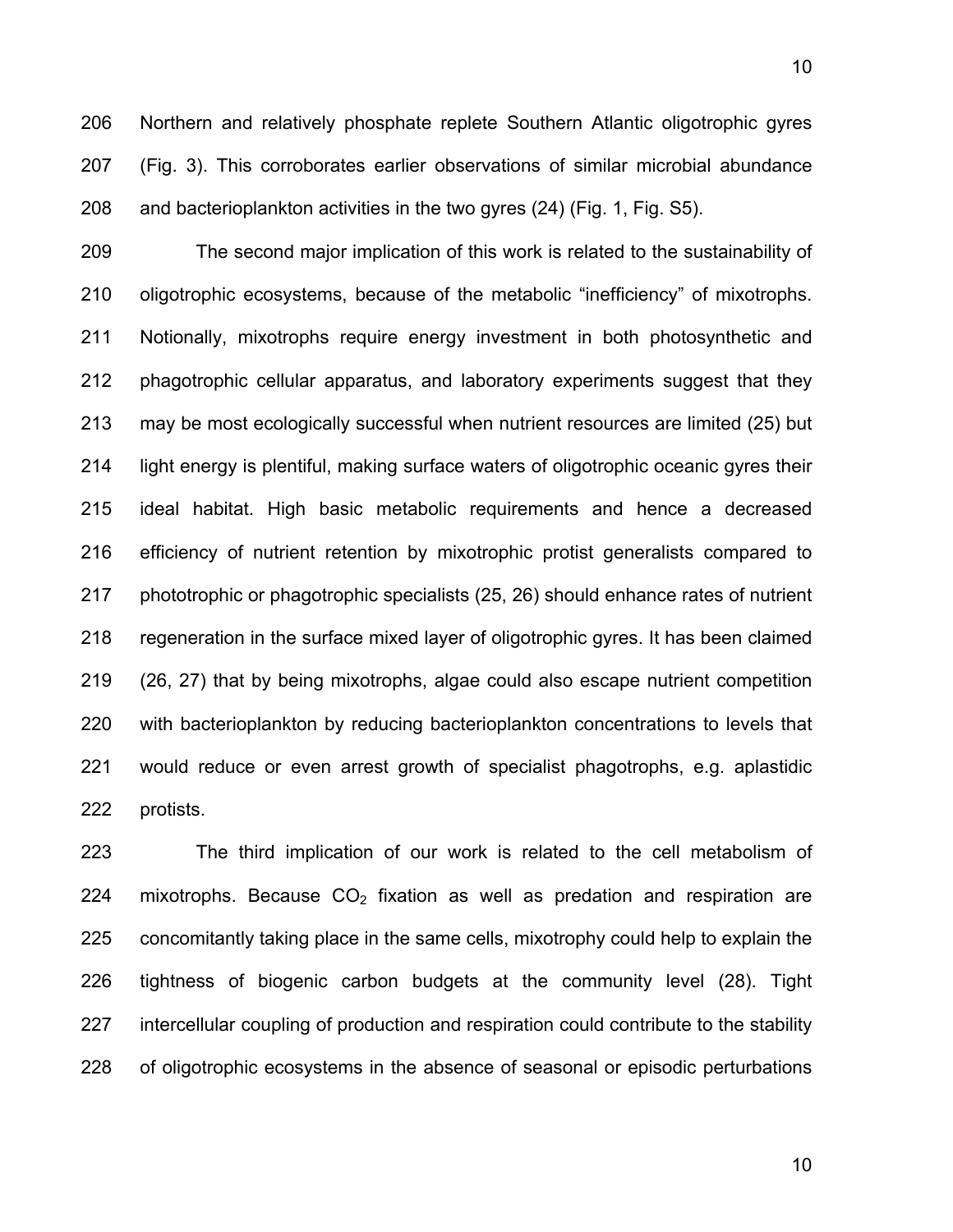Northern and relatively phosphate replete Southern Atlantic oligotrophic gyres (Fig. 3). This corroborates earlier observations of similar microbial abundance and bacterioplankton activities in the two gyres (24) (Fig. 1, Fig. S5).

The second major implication of this work is related to the sustainability of oligotrophic ecosystems, because of the metabolic "inefficiency" of mixotrophs. Notionally, mixotrophs require energy investment in both photosynthetic and phagotrophic cellular apparatus, and laboratory experiments suggest that they may be most ecologically successful when nutrient resources are limited (25) but light energy is plentiful, making surface waters of oligotrophic oceanic gyres their ideal habitat. High basic metabolic requirements and hence a decreased efficiency of nutrient retention by mixotrophic protist generalists compared to phototrophic or phagotrophic specialists (25, 26) should enhance rates of nutrient regeneration in the surface mixed layer of oligotrophic gyres. It has been claimed (26, 27) that by being mixotrophs, algae could also escape nutrient competition with bacterioplankton by reducing bacterioplankton concentrations to levels that would reduce or even arrest growth of specialist phagotrophs, e.g. aplastidic protists.

The third implication of our work is related to the cell metabolism of mixotrophs. Because $CO_2$ fixation as well as predation and respiration are concomitantly taking place in the same cells, mixotrophy could help to explain the tightness of biogenic carbon budgets at the community level (28). Tight intercellular coupling of production and respiration could contribute to the stability of oligotrophic ecosystems in the absence of seasonal or episodic perturbations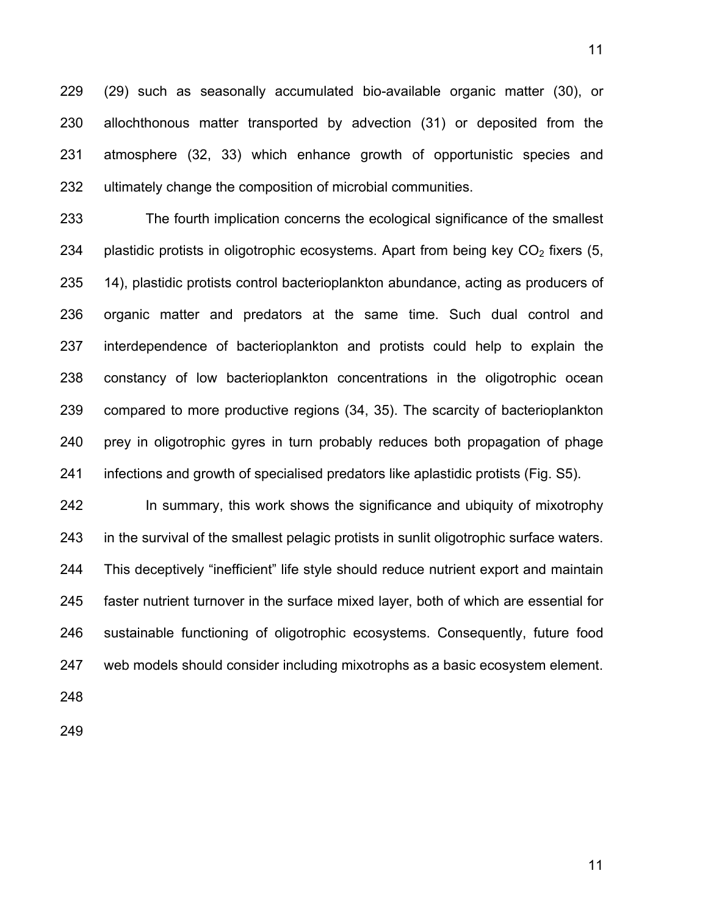(29) such as seasonally accumulated bio-available organic matter (30), or allochthonous matter transported by advection (31) or deposited from the atmosphere (32, 33) which enhance growth of opportunistic species and ultimately change the composition of microbial communities.

The fourth implication concerns the ecological significance of the smallest plastidic protists in oligotrophic ecosystems. Apart from being key $CO_2$ fixers (5, 14), plastidic protists control bacterioplankton abundance, acting as producers of organic matter and predators at the same time. Such dual control and interdependence of bacterioplankton and protists could help to explain the constancy of low bacterioplankton concentrations in the oligotrophic ocean compared to more productive regions (34, 35). The scarcity of bacterioplankton prey in oligotrophic gyres in turn probably reduces both propagation of phage infections and growth of specialised predators like aplastidic protists (Fig. S5).

In summary, this work shows the significance and ubiquity of mixotrophy in the survival of the smallest pelagic protists in sunlit oligotrophic surface waters. This deceptively "inefficient" life style should reduce nutrient export and maintain faster nutrient turnover in the surface mixed layer, both of which are essential for sustainable functioning of oligotrophic ecosystems. Consequently, future food web models should consider including mixotrophs as a basic ecosystem element.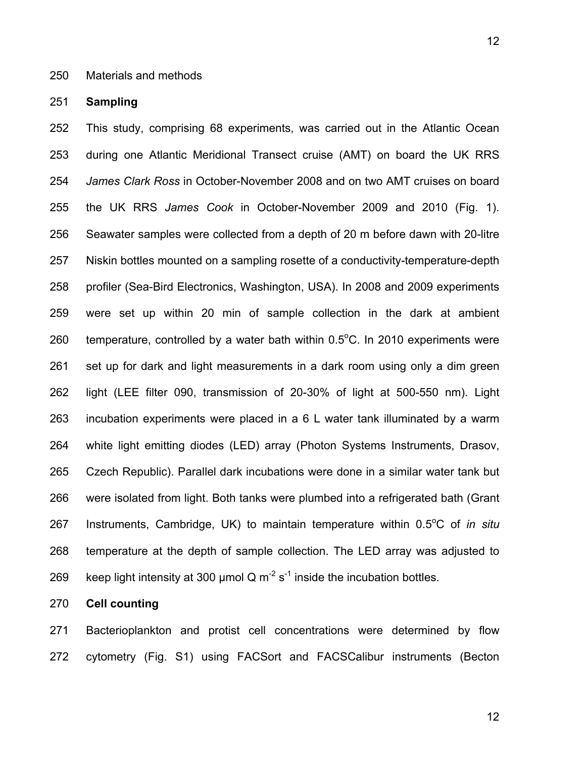Materials and methods

## Sampling

This study, comprising 68 experiments, was carried out in the Atlantic Ocean during one Atlantic Meridional Transect cruise (AMT) on board the UK RRS *James Clark Ross* in October-November 2008 and on two AMT cruises on board the UK RRS *James Cook* in October-November 2009 and 2010 (Fig. 1). Seawater samples were collected from a depth of 20 m before dawn with 20-litre Niskin bottles mounted on a sampling rosette of a conductivity-temperature-depth profiler (Sea-Bird Electronics, Washington, USA). In 2008 and 2009 experiments were set up within 20 min of sample collection in the dark at ambient temperature, controlled by a water bath within 0.5$^{o}$C. In 2010 experiments were set up for dark and light measurements in a dark room using only a dim green light (LEE filter 090, transmission of 20-30% of light at 500-550 nm). Light incubation experiments were placed in a 6 L water tank illuminated by a warm white light emitting diodes (LED) array (Photon Systems Instruments, Drasov, Czech Republic). Parallel dark incubations were done in a similar water tank but were isolated from light. Both tanks were plumbed into a refrigerated bath (Grant Instruments, Cambridge, UK) to maintain temperature within 0.5$^{o}$C of *in situ* temperature at the depth of sample collection. The LED array was adjusted to keep light intensity at 300 μmol Q m$^{-2}$ s$^{-1}$ inside the incubation bottles.

## Cell counting

Bacterioplankton and protist cell concentrations were determined by flow cytometry (Fig. S1) using FACSort and FACSCalibur instruments (Becton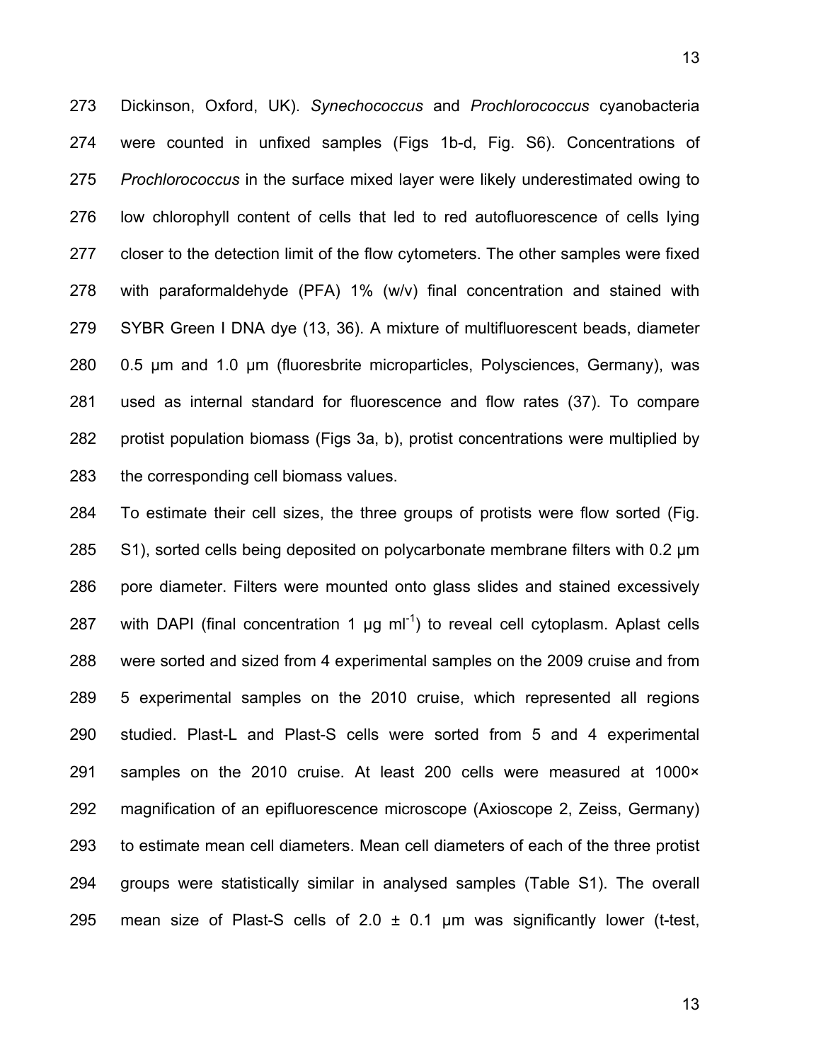Dickinson, Oxford, UK). *Synechococcus* and *Prochlorococcus* cyanobacteria were counted in unfixed samples (Figs 1b-d, Fig. S6). Concentrations of *Prochlorococcus* in the surface mixed layer were likely underestimated owing to low chlorophyll content of cells that led to red autofluorescence of cells lying closer to the detection limit of the flow cytometers. The other samples were fixed with paraformaldehyde (PFA) 1% (w/v) final concentration and stained with SYBR Green I DNA dye (13, 36). A mixture of multifluorescent beads, diameter 0.5 μm and 1.0 μm (fluoresbrite microparticles, Polysciences, Germany), was used as internal standard for fluorescence and flow rates (37). To compare protist population biomass (Figs 3a, b), protist concentrations were multiplied by the corresponding cell biomass values.

To estimate their cell sizes, the three groups of protists were flow sorted (Fig. S1), sorted cells being deposited on polycarbonate membrane filters with 0.2 μm pore diameter. Filters were mounted onto glass slides and stained excessively with DAPI (final concentration 1 μg $ml^{-1}$) to reveal cell cytoplasm. Aplast cells were sorted and sized from 4 experimental samples on the 2009 cruise and from 5 experimental samples on the 2010 cruise, which represented all regions studied. Plast-L and Plast-S cells were sorted from 5 and 4 experimental samples on the 2010 cruise. At least 200 cells were measured at 1000× magnification of an epifluorescence microscope (Axioscope 2, Zeiss, Germany) to estimate mean cell diameters. Mean cell diameters of each of the three protist groups were statistically similar in analysed samples (Table S1). The overall mean size of Plast-S cells of 2.0 ± 0.1 μm was significantly lower (t-test,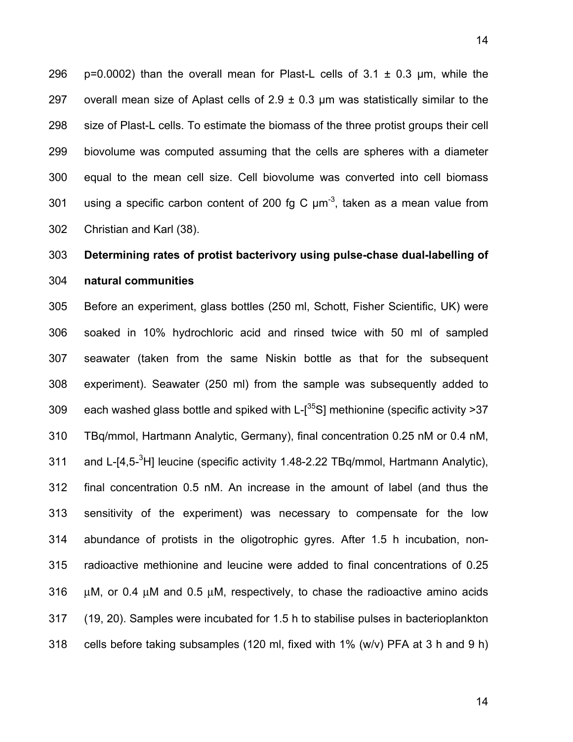p=0.0002) than the overall mean for Plast-L cells of 3.1 ± 0.3 μm, while the overall mean size of Aplast cells of 2.9 ± 0.3 μm was statistically similar to the size of Plast-L cells. To estimate the biomass of the three protist groups their cell biovolume was computed assuming that the cells are spheres with a diameter equal to the mean cell size. Cell biovolume was converted into cell biomass using a specific carbon content of 200 fg C $\mu m^{-3}$, taken as a mean value from Christian and Karl (38).

**Determining rates of protist bacterivory using pulse-chase dual-labelling of natural communities**

Before an experiment, glass bottles (250 ml, Schott, Fisher Scientific, UK) were soaked in 10% hydrochloric acid and rinsed twice with 50 ml of sampled seawater (taken from the same Niskin bottle as that for the subsequent experiment). Seawater (250 ml) from the sample was subsequently added to each washed glass bottle and spiked with L-[$^{35}$S] methionine (specific activity >37 TBq/mmol, Hartmann Analytic, Germany), final concentration 0.25 nM or 0.4 nM, and L-[4,5-$^{3}$H] leucine (specific activity 1.48-2.22 TBq/mmol, Hartmann Analytic), final concentration 0.5 nM. An increase in the amount of label (and thus the sensitivity of the experiment) was necessary to compensate for the low abundance of protists in the oligotrophic gyres. After 1.5 h incubation, non-radioactive methionine and leucine were added to final concentrations of 0.25 μM, or 0.4 μM and 0.5 μM, respectively, to chase the radioactive amino acids (19, 20). Samples were incubated for 1.5 h to stabilise pulses in bacterioplankton cells before taking subsamples (120 ml, fixed with 1% (w/v) PFA at 3 h and 9 h)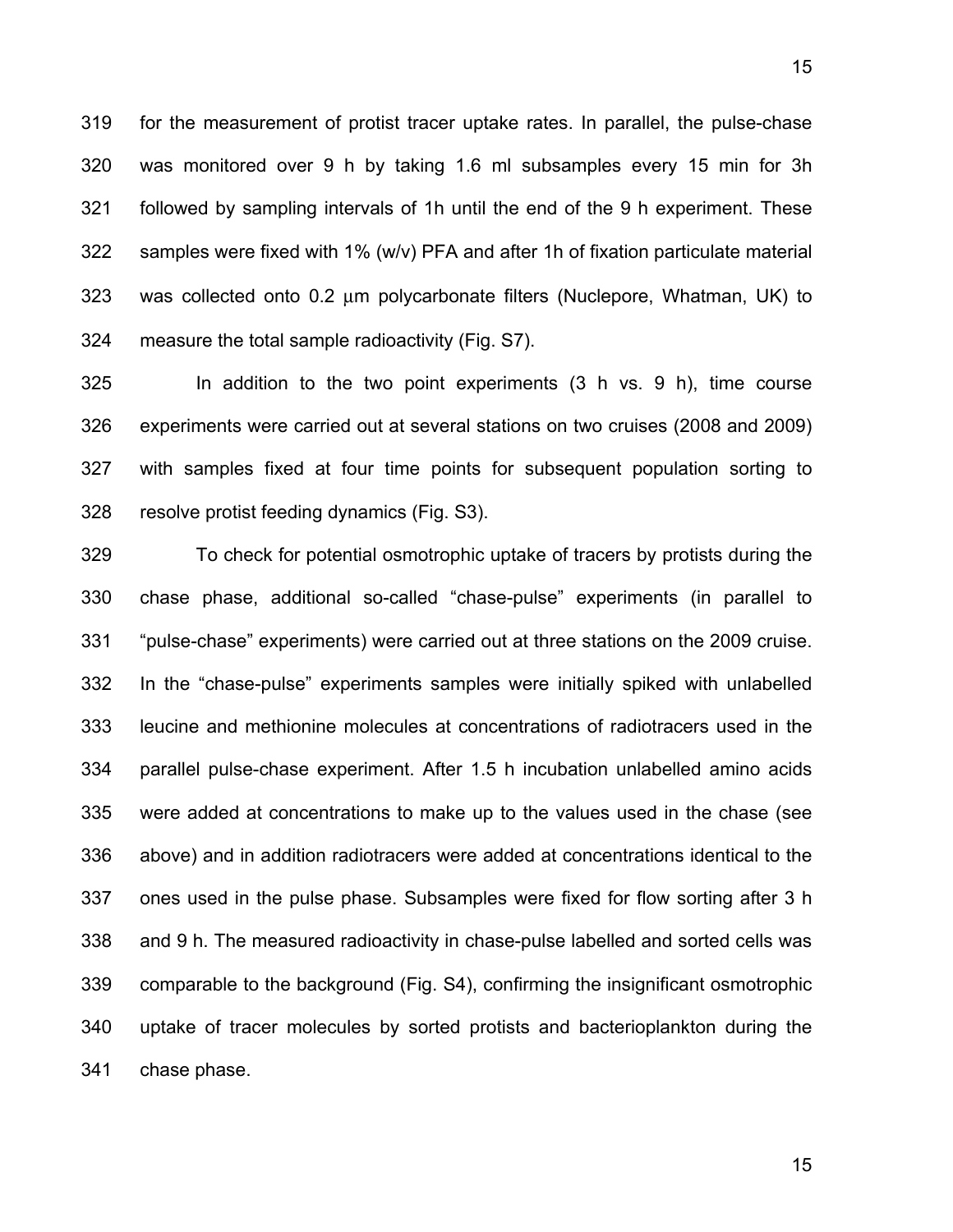for the measurement of protist tracer uptake rates. In parallel, the pulse-chase was monitored over 9 h by taking 1.6 ml subsamples every 15 min for 3h followed by sampling intervals of 1h until the end of the 9 h experiment. These samples were fixed with 1% (w/v) PFA and after 1h of fixation particulate material was collected onto 0.2 μm polycarbonate filters (Nuclepore, Whatman, UK) to measure the total sample radioactivity (Fig. S7).

In addition to the two point experiments (3 h vs. 9 h), time course experiments were carried out at several stations on two cruises (2008 and 2009) with samples fixed at four time points for subsequent population sorting to resolve protist feeding dynamics (Fig. S3).

To check for potential osmotrophic uptake of tracers by protists during the chase phase, additional so-called "chase-pulse" experiments (in parallel to "pulse-chase" experiments) were carried out at three stations on the 2009 cruise. In the "chase-pulse" experiments samples were initially spiked with unlabelled leucine and methionine molecules at concentrations of radiotracers used in the parallel pulse-chase experiment. After 1.5 h incubation unlabelled amino acids were added at concentrations to make up to the values used in the chase (see above) and in addition radiotracers were added at concentrations identical to the ones used in the pulse phase. Subsamples were fixed for flow sorting after 3 h and 9 h. The measured radioactivity in chase-pulse labelled and sorted cells was comparable to the background (Fig. S4), confirming the insignificant osmotrophic uptake of tracer molecules by sorted protists and bacterioplankton during the chase phase.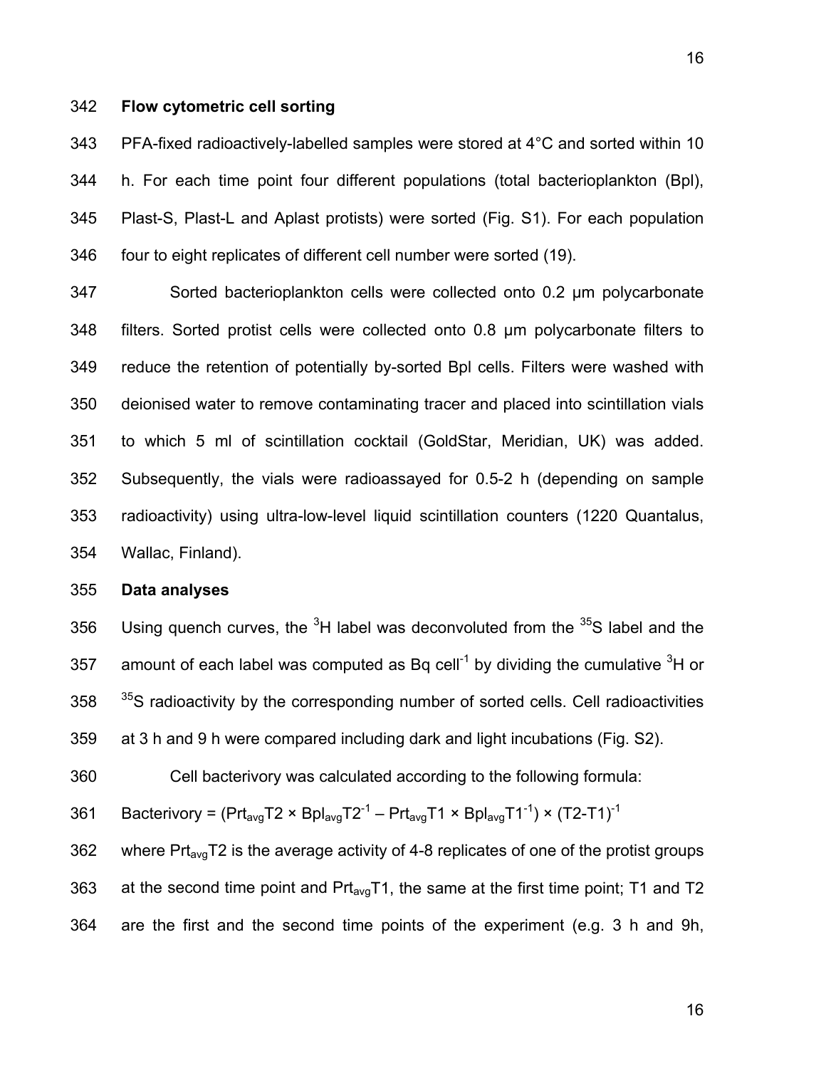**Flow cytometric cell sorting**

PFA-fixed radioactively-labelled samples were stored at 4°C and sorted within 10 h. For each time point four different populations (total bacterioplankton (Bpl), Plast-S, Plast-L and Aplast protists) were sorted (Fig. S1). For each population four to eight replicates of different cell number were sorted (19).

Sorted bacterioplankton cells were collected onto 0.2 μm polycarbonate filters. Sorted protist cells were collected onto 0.8 μm polycarbonate filters to reduce the retention of potentially by-sorted Bpl cells. Filters were washed with deionised water to remove contaminating tracer and placed into scintillation vials to which 5 ml of scintillation cocktail (GoldStar, Meridian, UK) was added. Subsequently, the vials were radioassayed for 0.5-2 h (depending on sample radioactivity) using ultra-low-level liquid scintillation counters (1220 Quantalus, Wallac, Finland).

**Data analyses**

Using quench curves, the $^{3}H$ label was deconvoluted from the $^{35}S$ label and the amount of each label was computed as Bq $cell^{-1}$ by dividing the cumulative $^{3}H$ or $^{35}S$ radioactivity by the corresponding number of sorted cells. Cell radioactivities at 3 h and 9 h were compared including dark and light incubations (Fig. S2).

Cell bacterivory was calculated according to the following formula:

$$\text{Bacterivory} = (Prt_{avg}T2 \times Bpl_{avg}T2^{-1} - Prt_{avg}T1 \times Bpl_{avg}T1^{-1}) \times (T2-T1)^{-1}$$

where $Prt_{avg}T2$ is the average activity of 4-8 replicates of one of the protist groups at the second time point and $Prt_{avg}T1$, the same at the first time point; T1 and T2 are the first and the second time points of the experiment (e.g. 3 h and 9h,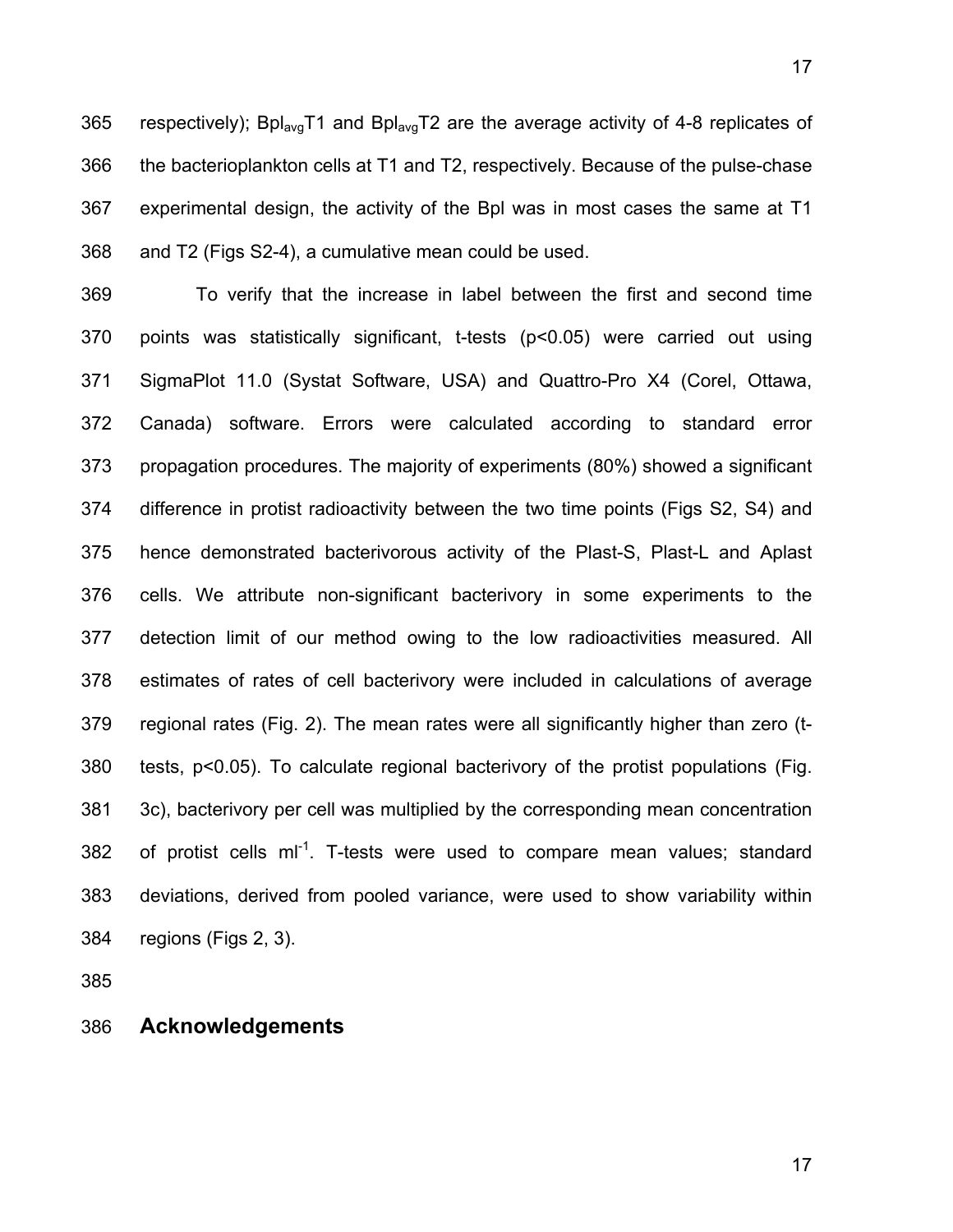respectively); $Bpl_{avg}T1$ and $Bpl_{avg}T2$ are the average activity of 4-8 replicates of the bacterioplankton cells at T1 and T2, respectively. Because of the pulse-chase experimental design, the activity of the Bpl was in most cases the same at T1 and T2 (Figs S2-4), a cumulative mean could be used.

To verify that the increase in label between the first and second time points was statistically significant, t-tests ($p<0.05$) were carried out using SigmaPlot 11.0 (Systat Software, USA) and Quattro-Pro X4 (Corel, Ottawa, Canada) software. Errors were calculated according to standard error propagation procedures. The majority of experiments (80%) showed a significant difference in protist radioactivity between the two time points (Figs S2, S4) and hence demonstrated bacterivorous activity of the Plast-S, Plast-L and Aplast cells. We attribute non-significant bacterivory in some experiments to the detection limit of our method owing to the low radioactivities measured. All estimates of rates of cell bacterivory were included in calculations of average regional rates (Fig. 2). The mean rates were all significantly higher than zero (t-tests, $p<0.05$). To calculate regional bacterivory of the protist populations (Fig. 3c), bacterivory per cell was multiplied by the corresponding mean concentration of protist cells $ml^{-1}$. T-tests were used to compare mean values; standard deviations, derived from pooled variance, were used to show variability within regions (Figs 2, 3).

## Acknowledgements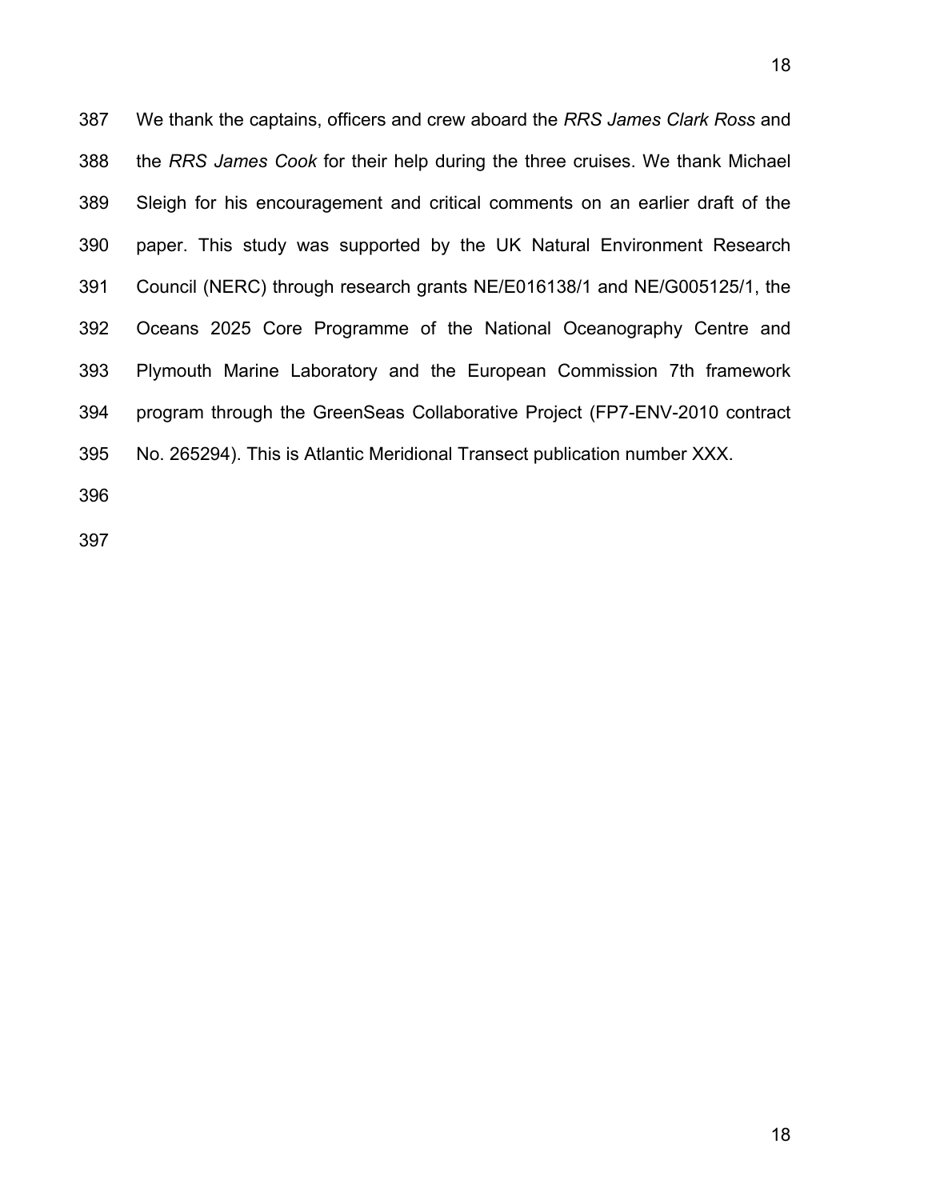We thank the captains, officers and crew aboard the *RRS James Clark Ross* and the *RRS James Cook* for their help during the three cruises. We thank Michael Sleigh for his encouragement and critical comments on an earlier draft of the paper. This study was supported by the UK Natural Environment Research Council (NERC) through research grants NE/E016138/1 and NE/G005125/1, the Oceans 2025 Core Programme of the National Oceanography Centre and Plymouth Marine Laboratory and the European Commission 7th framework program through the GreenSeas Collaborative Project (FP7-ENV-2010 contract No. 265294). This is Atlantic Meridional Transect publication number XXX.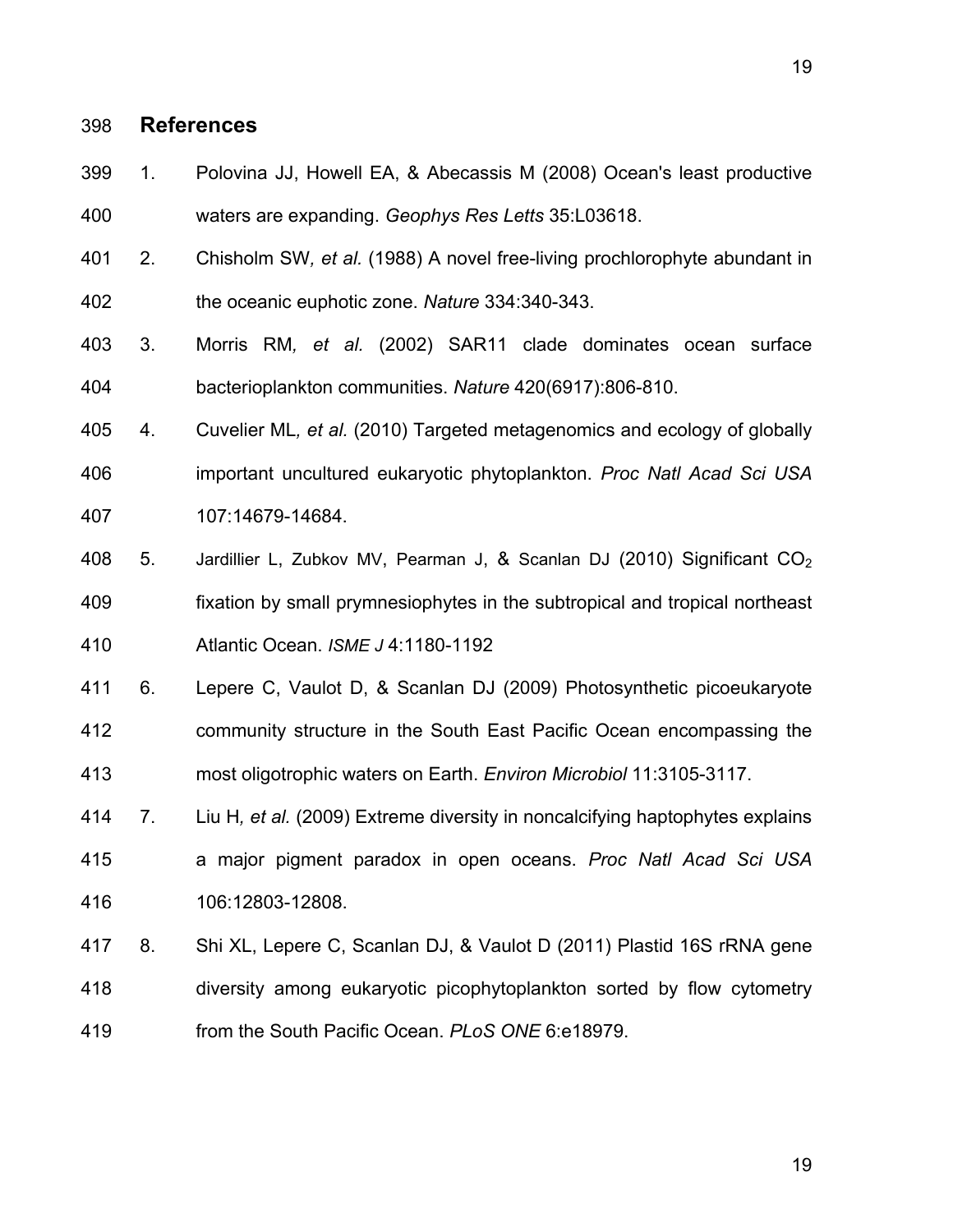## References

1. Polovina JJ, Howell EA, & Abecassis M (2008) Ocean's least productive waters are expanding. *Geophys Res Letts* 35:L03618.
2. Chisholm SW*, et al.* (1988) A novel free-living prochlorophyte abundant in the oceanic euphotic zone. *Nature* 334:340-343.
3. Morris RM*, et al.* (2002) SAR11 clade dominates ocean surface bacterioplankton communities. *Nature* 420(6917):806-810.
4. Cuvelier ML*, et al.* (2010) Targeted metagenomics and ecology of globally important uncultured eukaryotic phytoplankton. *Proc Natl Acad Sci USA* 107:14679-14684.
5. Jardillier L, Zubkov MV, Pearman J, & Scanlan DJ (2010) Significant $CO_2$ fixation by small prymnesiophytes in the subtropical and tropical northeast Atlantic Ocean. *ISME J* 4:1180-1192
6. Lepere C, Vaulot D, & Scanlan DJ (2009) Photosynthetic picoeukaryote community structure in the South East Pacific Ocean encompassing the most oligotrophic waters on Earth. *Environ Microbiol* 11:3105-3117.
7. Liu H*, et al.* (2009) Extreme diversity in noncalcifying haptophytes explains a major pigment paradox in open oceans. *Proc Natl Acad Sci USA* 106:12803-12808.
8. Shi XL, Lepere C, Scanlan DJ, & Vaulot D (2011) Plastid 16S rRNA gene diversity among eukaryotic picophytoplankton sorted by flow cytometry from the South Pacific Ocean. *PLoS ONE* 6:e18979.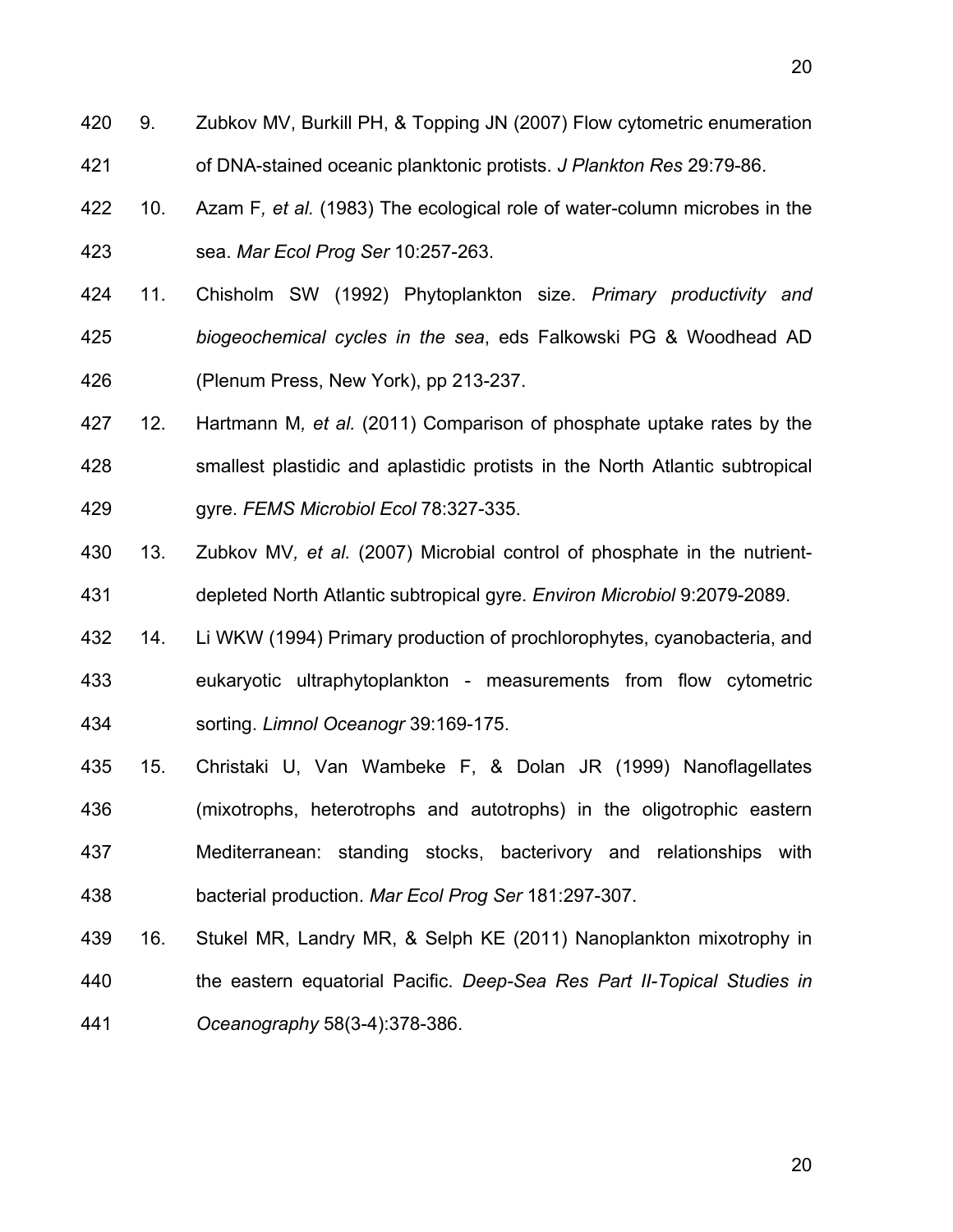9. Zubkov MV, Burkill PH, & Topping JN (2007) Flow cytometric enumeration of DNA-stained oceanic planktonic protists. *J Plankton Res* 29:79-86.
10. Azam F*, et al.* (1983) The ecological role of water-column microbes in the sea. *Mar Ecol Prog Ser* 10:257-263.
11. Chisholm SW (1992) Phytoplankton size. *Primary productivity and biogeochemical cycles in the sea*, eds Falkowski PG & Woodhead AD (Plenum Press, New York), pp 213-237.
12. Hartmann M*, et al.* (2011) Comparison of phosphate uptake rates by the smallest plastidic and aplastidic protists in the North Atlantic subtropical gyre. *FEMS Microbiol Ecol* 78:327-335.
13. Zubkov MV*, et al.* (2007) Microbial control of phosphate in the nutrient-depleted North Atlantic subtropical gyre. *Environ Microbiol* 9:2079-2089.
14. Li WKW (1994) Primary production of prochlorophytes, cyanobacteria, and eukaryotic ultraphytoplankton - measurements from flow cytometric sorting. *Limnol Oceanogr* 39:169-175.
15. Christaki U, Van Wambeke F, & Dolan JR (1999) Nanoflagellates (mixotrophs, heterotrophs and autotrophs) in the oligotrophic eastern Mediterranean: standing stocks, bacterivory and relationships with bacterial production. *Mar Ecol Prog Ser* 181:297-307.
16. Stukel MR, Landry MR, & Selph KE (2011) Nanoplankton mixotrophy in the eastern equatorial Pacific. *Deep-Sea Res Part II-Topical Studies in Oceanography* 58(3-4):378-386.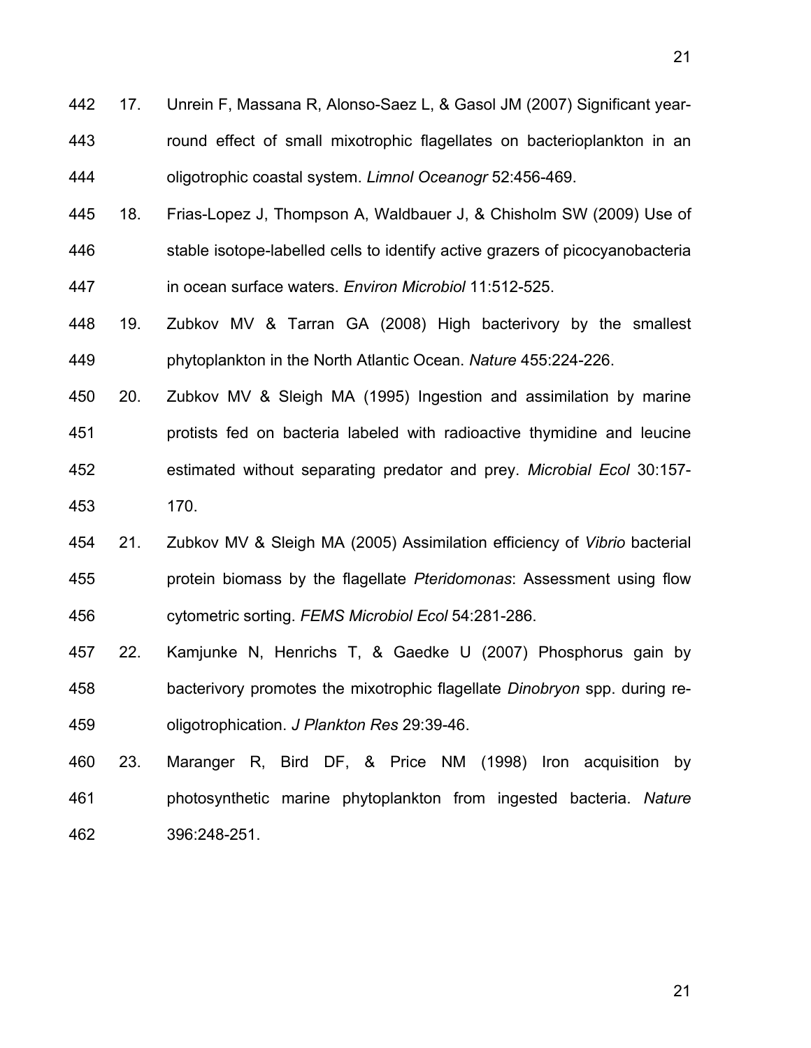17. Unrein F, Massana R, Alonso-Saez L, & Gasol JM (2007) Significant year-round effect of small mixotrophic flagellates on bacterioplankton in an oligotrophic coastal system. *Limnol Oceanogr* 52:456-469.
18. Frias-Lopez J, Thompson A, Waldbauer J, & Chisholm SW (2009) Use of stable isotope-labelled cells to identify active grazers of picocyanobacteria in ocean surface waters. *Environ Microbiol* 11:512-525.
19. Zubkov MV & Tarran GA (2008) High bacterivory by the smallest phytoplankton in the North Atlantic Ocean. *Nature* 455:224-226.
20. Zubkov MV & Sleigh MA (1995) Ingestion and assimilation by marine protists fed on bacteria labeled with radioactive thymidine and leucine estimated without separating predator and prey. *Microbial Ecol* 30:157-170.
21. Zubkov MV & Sleigh MA (2005) Assimilation efficiency of *Vibrio* bacterial protein biomass by the flagellate *Pteridomonas*: Assessment using flow cytometric sorting. *FEMS Microbiol Ecol* 54:281-286.
22. Kamjunke N, Henrichs T, & Gaedke U (2007) Phosphorus gain by bacterivory promotes the mixotrophic flagellate *Dinobryon* spp. during re-oligotrophication. *J Plankton Res* 29:39-46.
23. Maranger R, Bird DF, & Price NM (1998) Iron acquisition by photosynthetic marine phytoplankton from ingested bacteria. *Nature* 396:248-251.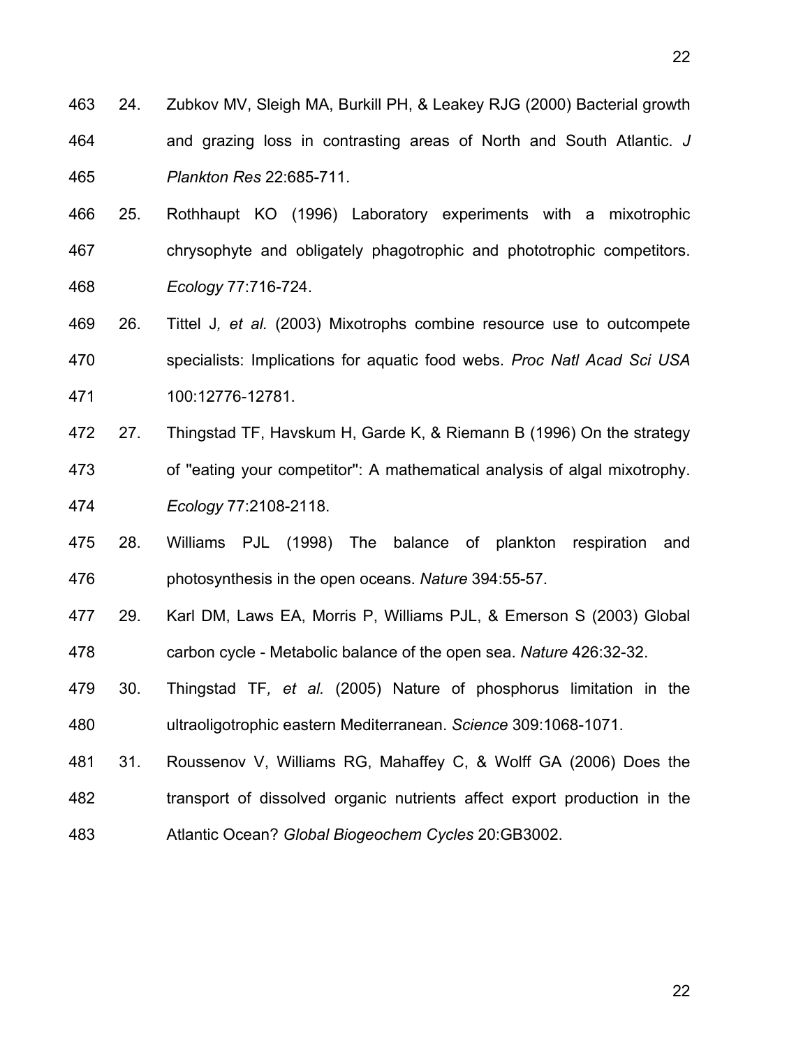24. Zubkov MV, Sleigh MA, Burkill PH, & Leakey RJG (2000) Bacterial growth and grazing loss in contrasting areas of North and South Atlantic. *J Plankton Res* 22:685-711.

25. Rothhaupt KO (1996) Laboratory experiments with a mixotrophic chrysophyte and obligately phagotrophic and phototrophic competitors. *Ecology* 77:716-724.

26. Tittel J*, et al.* (2003) Mixotrophs combine resource use to outcompete specialists: Implications for aquatic food webs. *Proc Natl Acad Sci USA* 100:12776-12781.

27. Thingstad TF, Havskum H, Garde K, & Riemann B (1996) On the strategy of "eating your competitor": A mathematical analysis of algal mixotrophy. *Ecology* 77:2108-2118.

28. Williams PJL (1998) The balance of plankton respiration and photosynthesis in the open oceans. *Nature* 394:55-57.

29. Karl DM, Laws EA, Morris P, Williams PJL, & Emerson S (2003) Global carbon cycle - Metabolic balance of the open sea. *Nature* 426:32-32.

30. Thingstad TF*, et al.* (2005) Nature of phosphorus limitation in the ultraoligotrophic eastern Mediterranean. *Science* 309:1068-1071.

31. Roussenov V, Williams RG, Mahaffey C, & Wolff GA (2006) Does the transport of dissolved organic nutrients affect export production in the Atlantic Ocean? *Global Biogeochem Cycles* 20:GB3002.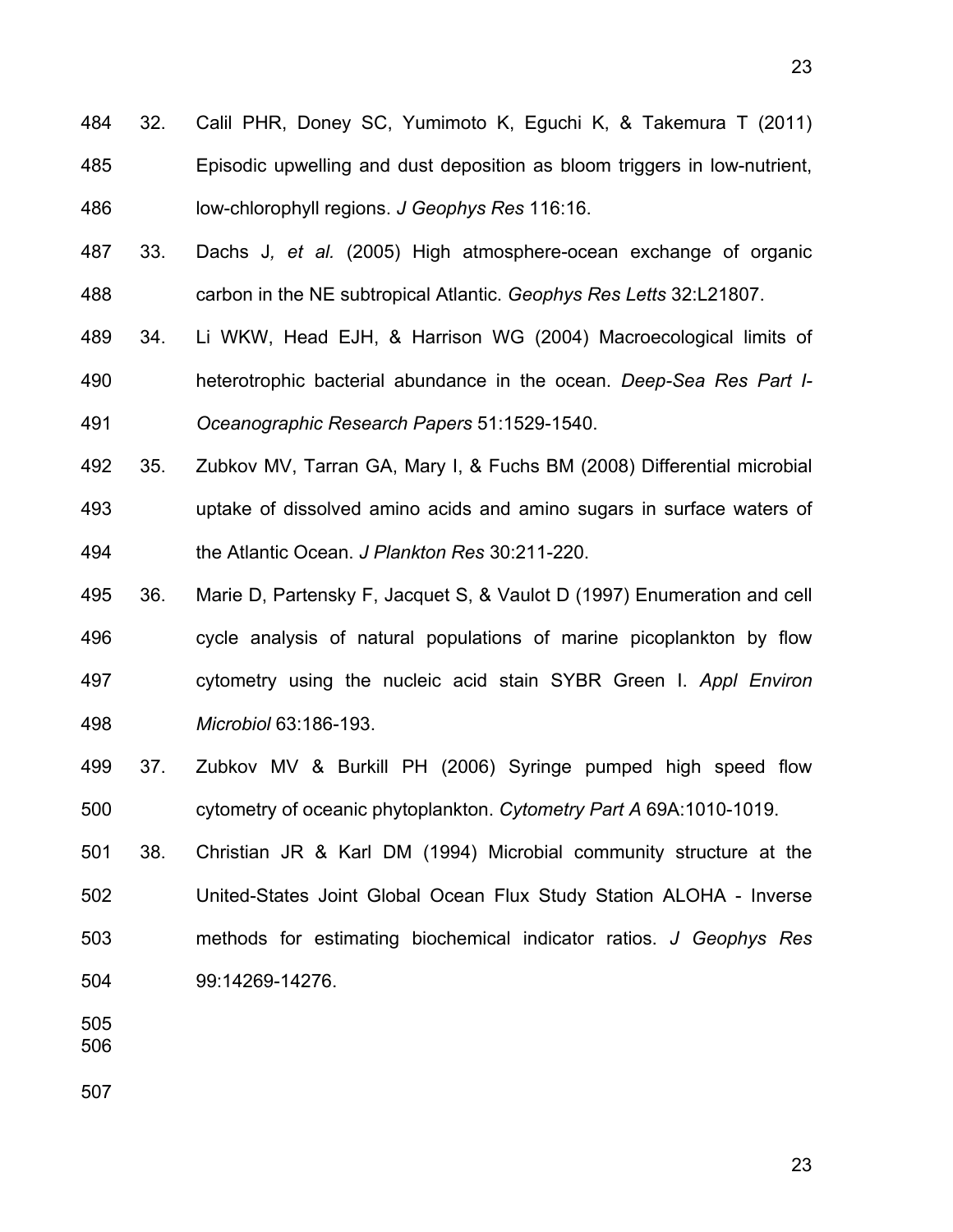32. Calil PHR, Doney SC, Yumimoto K, Eguchi K, & Takemura T (2011) Episodic upwelling and dust deposition as bloom triggers in low-nutrient, low-chlorophyll regions. *J Geophys Res* 116:16.

33. Dachs J*, et al.* (2005) High atmosphere-ocean exchange of organic carbon in the NE subtropical Atlantic. *Geophys Res Letts* 32:L21807.

34. Li WKW, Head EJH, & Harrison WG (2004) Macroecological limits of heterotrophic bacterial abundance in the ocean. *Deep-Sea Res Part I-Oceanographic Research Papers* 51:1529-1540.

35. Zubkov MV, Tarran GA, Mary I, & Fuchs BM (2008) Differential microbial uptake of dissolved amino acids and amino sugars in surface waters of the Atlantic Ocean. *J Plankton Res* 30:211-220.

36. Marie D, Partensky F, Jacquet S, & Vaulot D (1997) Enumeration and cell cycle analysis of natural populations of marine picoplankton by flow cytometry using the nucleic acid stain SYBR Green I. *Appl Environ Microbiol* 63:186-193.

37. Zubkov MV & Burkill PH (2006) Syringe pumped high speed flow cytometry of oceanic phytoplankton. *Cytometry Part A* 69A:1010-1019.

38. Christian JR & Karl DM (1994) Microbial community structure at the United-States Joint Global Ocean Flux Study Station ALOHA - Inverse methods for estimating biochemical indicator ratios. *J Geophys Res* 99:14269-14276.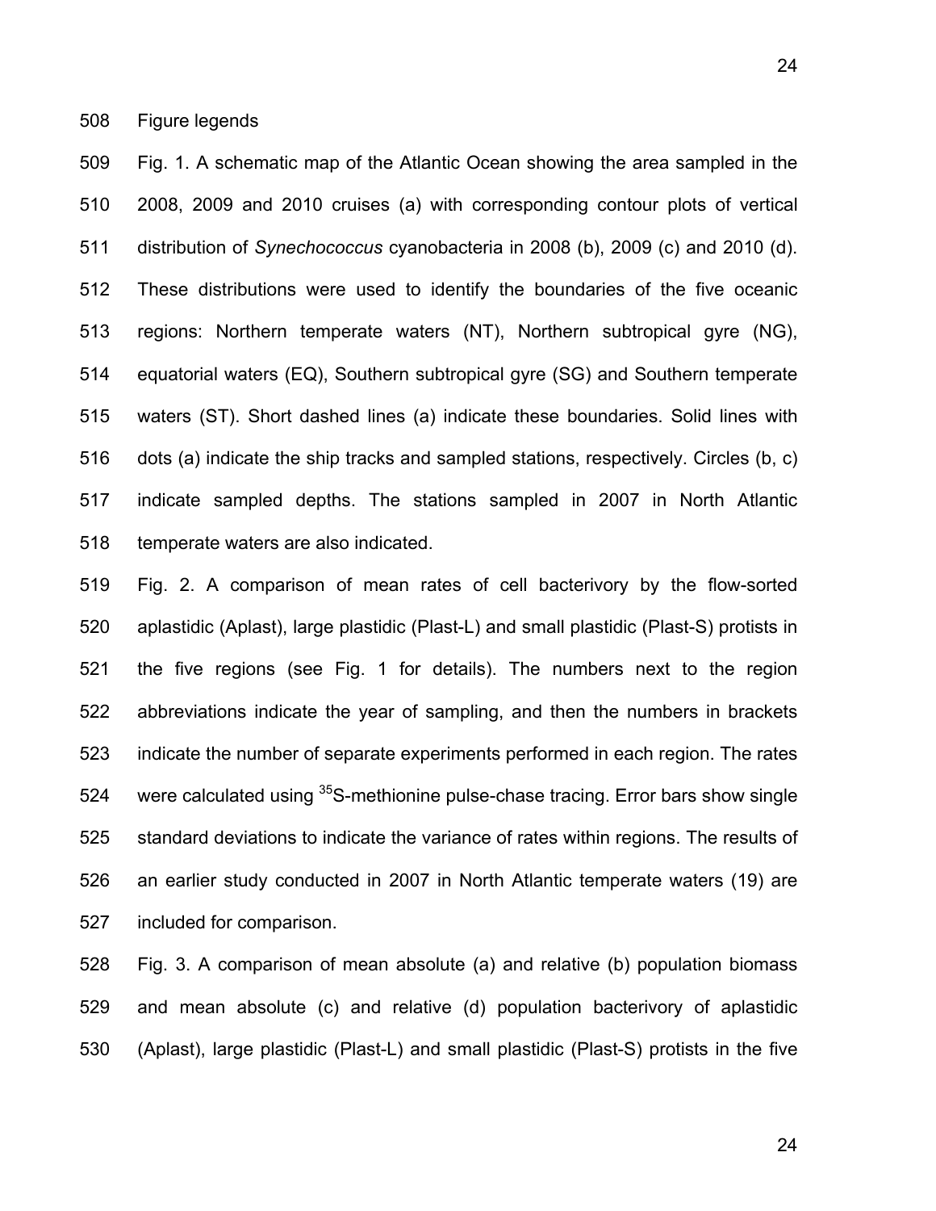Figure legends

Fig. 1. A schematic map of the Atlantic Ocean showing the area sampled in the 2008, 2009 and 2010 cruises (a) with corresponding contour plots of vertical distribution of *Synechococcus* cyanobacteria in 2008 (b), 2009 (c) and 2010 (d). These distributions were used to identify the boundaries of the five oceanic regions: Northern temperate waters (NT), Northern subtropical gyre (NG), equatorial waters (EQ), Southern subtropical gyre (SG) and Southern temperate waters (ST). Short dashed lines (a) indicate these boundaries. Solid lines with dots (a) indicate the ship tracks and sampled stations, respectively. Circles (b, c) indicate sampled depths. The stations sampled in 2007 in North Atlantic temperate waters are also indicated.

Fig. 2. A comparison of mean rates of cell bacterivory by the flow-sorted aplastidic (Aplast), large plastidic (Plast-L) and small plastidic (Plast-S) protists in the five regions (see Fig. 1 for details). The numbers next to the region abbreviations indicate the year of sampling, and then the numbers in brackets indicate the number of separate experiments performed in each region. The rates were calculated using $^{35}$S-methionine pulse-chase tracing. Error bars show single standard deviations to indicate the variance of rates within regions. The results of an earlier study conducted in 2007 in North Atlantic temperate waters (19) are included for comparison.

Fig. 3. A comparison of mean absolute (a) and relative (b) population biomass and mean absolute (c) and relative (d) population bacterivory of aplastidic (Aplast), large plastidic (Plast-L) and small plastidic (Plast-S) protists in the five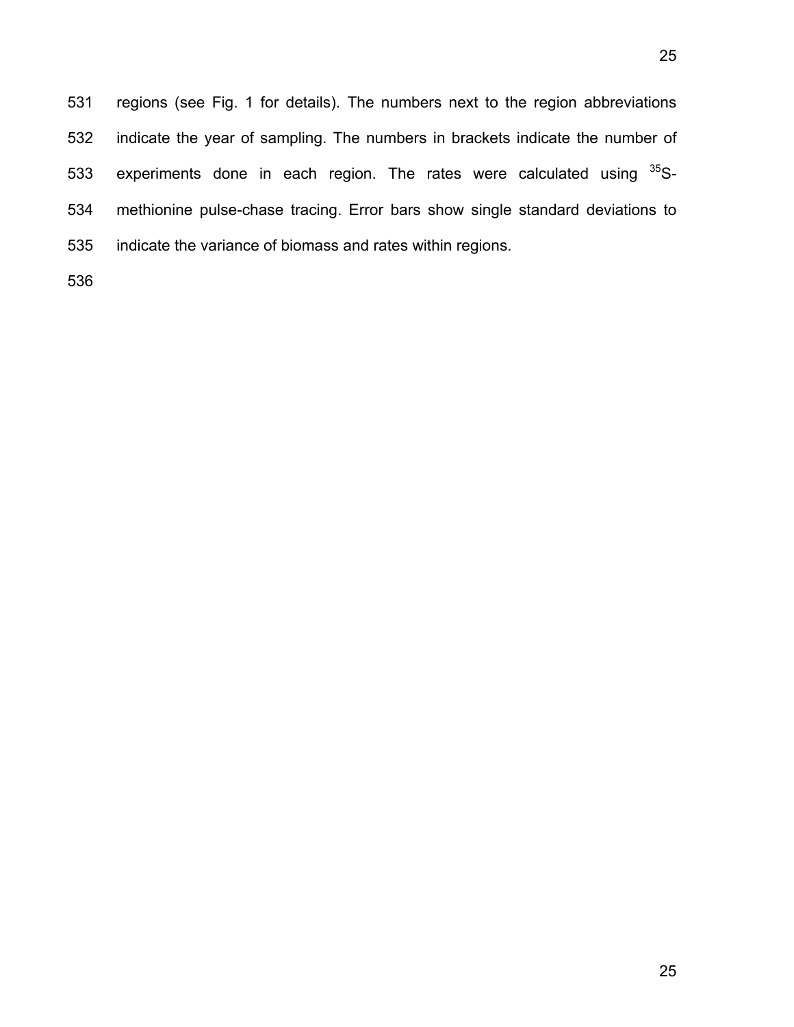regions (see Fig. 1 for details). The numbers next to the region abbreviations indicate the year of sampling. The numbers in brackets indicate the number of experiments done in each region. The rates were calculated using $^{35}S$-methionine pulse-chase tracing. Error bars show single standard deviations to indicate the variance of biomass and rates within regions.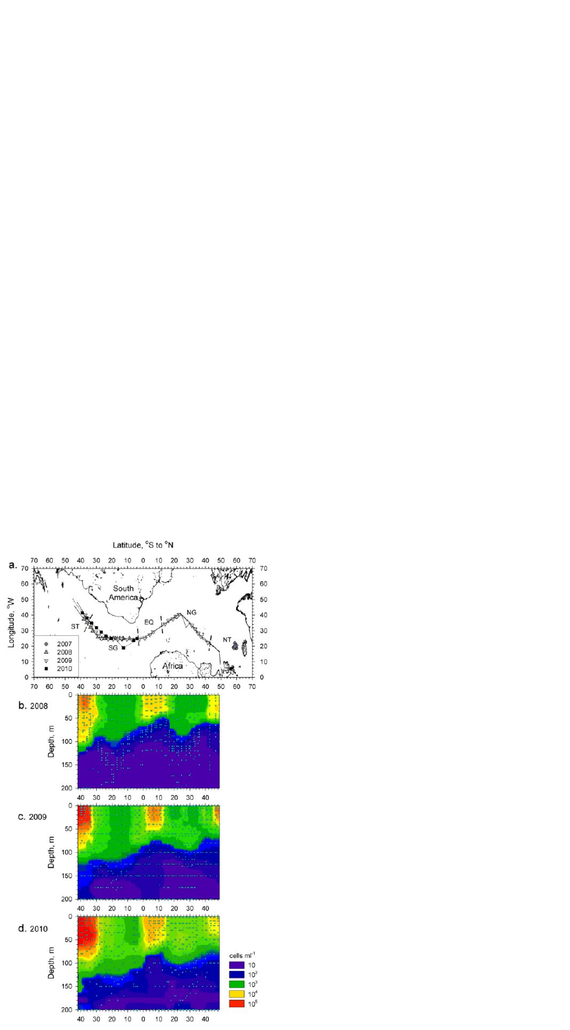Latitude, °S to °N

a.

South America

Africa

ST

SG

EQ

NG

NT

Longitude, °W

- 2007
- 2008
- 2009
- 2010

b. 2008

c. 2009

d. 2010

Depth, m

cells ml$^{-1}$

- 10
- $10^2$
- $10^3$
- $10^4$
- $10^5$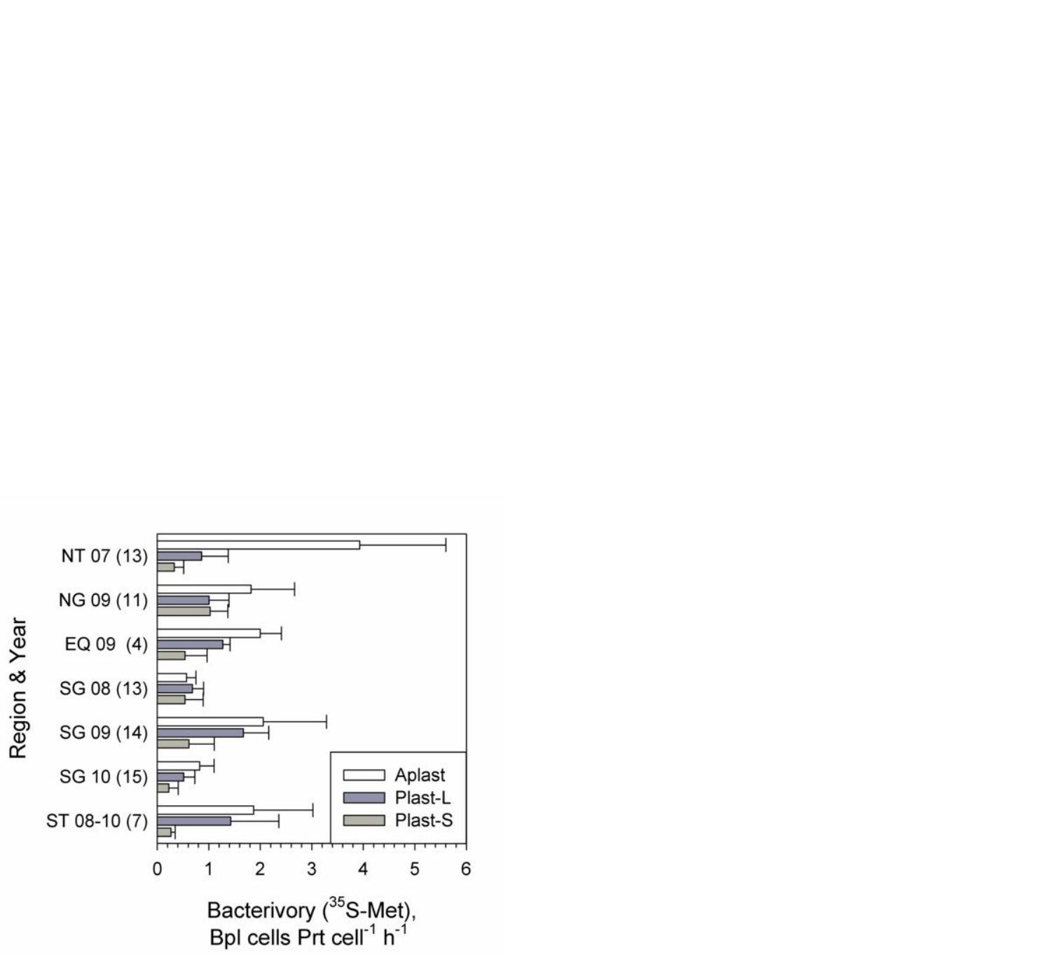Region & Year

NT 07 (13)

NG 09 (11)

EQ 09 (4)

SG 08 (13)

SG 09 (14)

SG 10 (15)

ST 08-10 (7)

Aplast

Plast-L

Plast-S

0 1 2 3 4 5 6

Bacterivory ($^{35}$S-Met),
Bpl cells Prt cell$^{-1}$ h$^{-1}$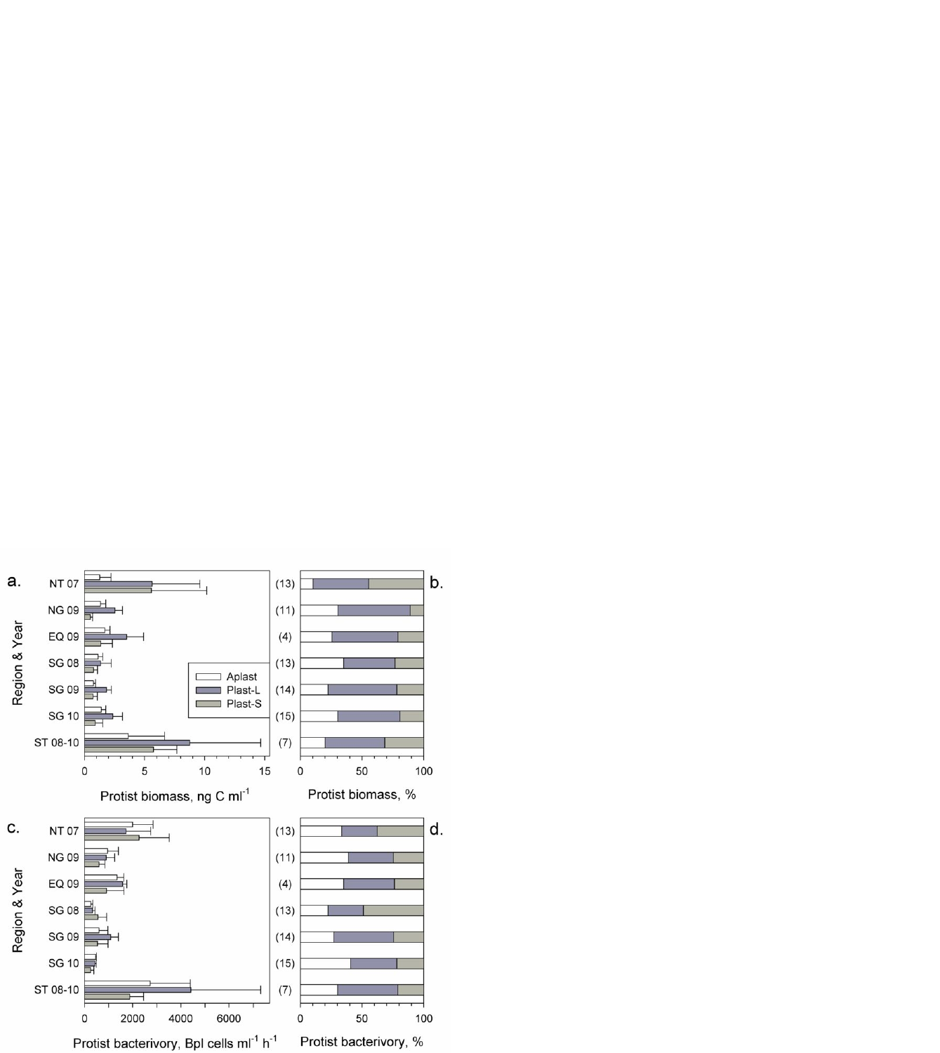a.

NT 07
NG 09
EQ 09
SG 08
SG 09
SG 10
ST 08-10

Region & Year

Aplast
Plast-L
Plast-S

0 5 10 15

Protist biomass, ng C ml$^{-1}$

(13)
(11)
(4)
(13)
(14)
(15)
(7)

b.

0 50 100

Protist biomass, %

c.

NT 07
NG 09
EQ 09
SG 08
SG 09
SG 10
ST 08-10

Region & Year

0 2000 4000 6000

Protist bacterivory, Bpl cells ml$^{-1}$ h$^{-1}$

(13)
(11)
(4)
(13)
(14)
(15)
(7)

d.

0 50 100

Protist bacterivory, %